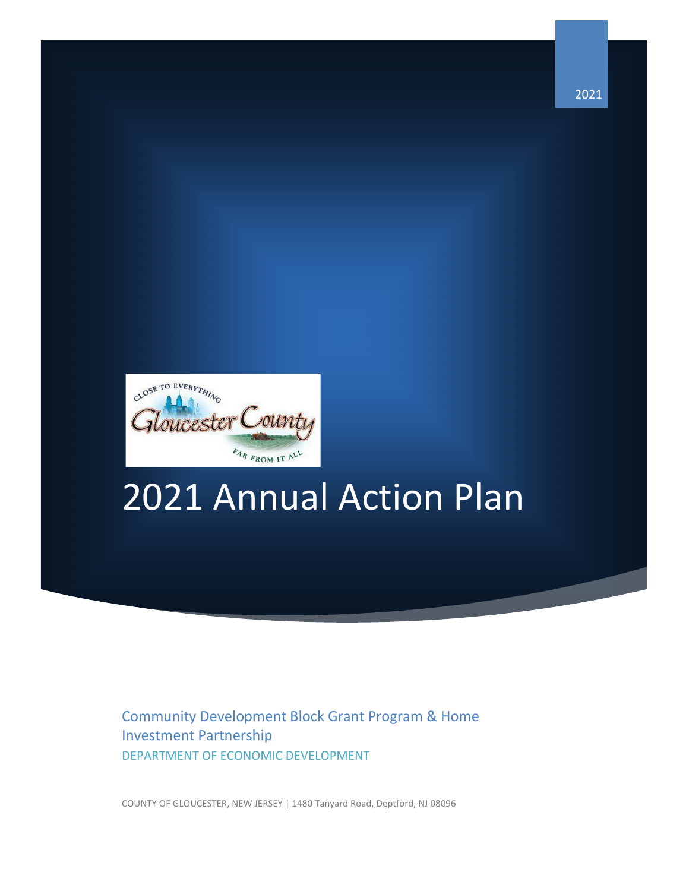2021

# 2021 Annual Action Plan

Community Development Block Grant Program & Home Investment Partnership

DEPARTMENT OF ECONOMIC DEVELOPMENT

COUNTY OF GLOUCESTER, NEW JERSEY | 1480 Tanyard Road, Deptford, NJ 08096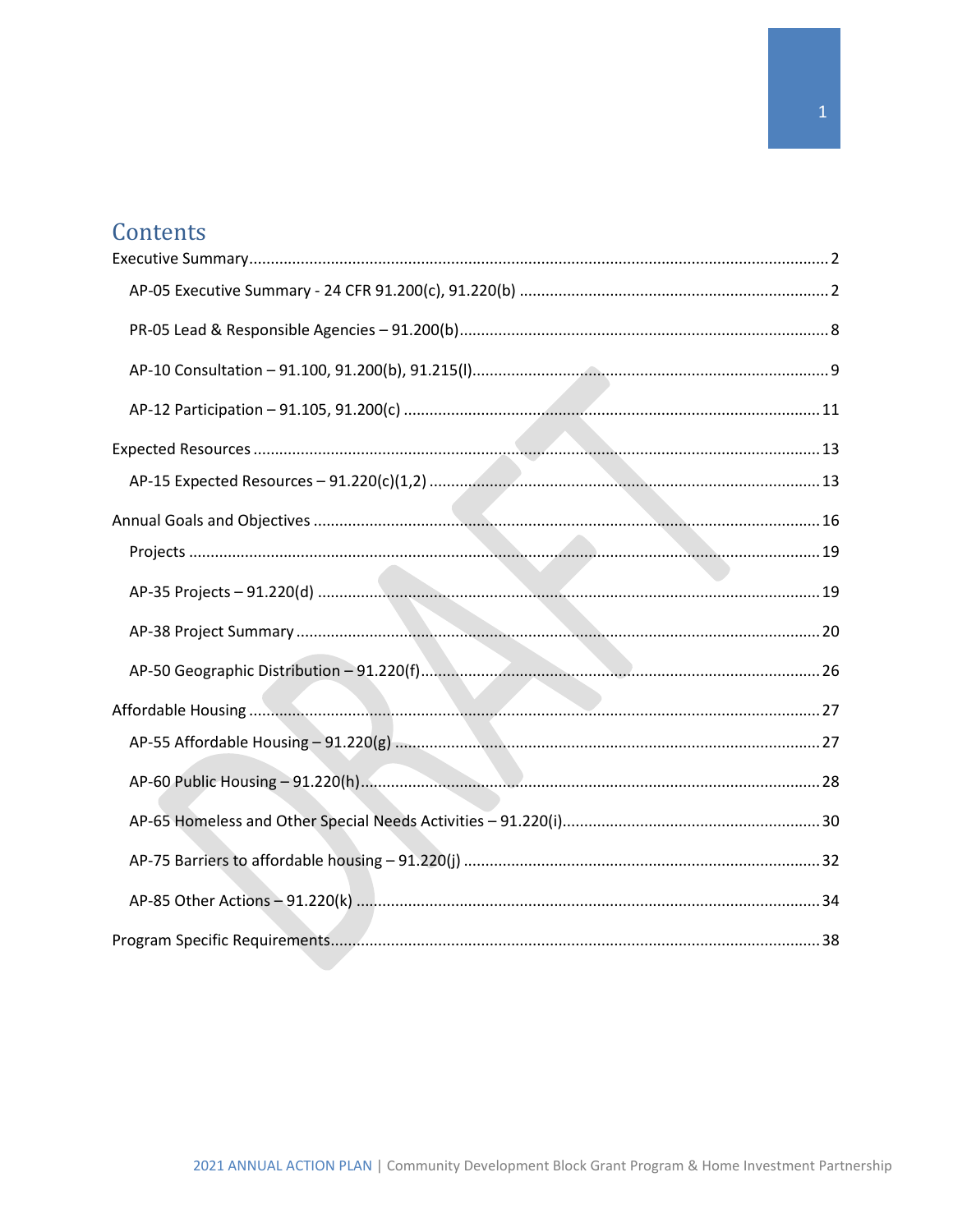# Contents

Executive Summary ..... 2

- AP-05 Executive Summary - 24 CFR 91.200(c), 91.220(b) ..... 2
- PR-05 Lead & Responsible Agencies – 91.200(b) ..... 8
- AP-10 Consultation – 91.100, 91.200(b), 91.215(l) ..... 9
- AP-12 Participation – 91.105, 91.200(c) ..... 11

Expected Resources ..... 13

- AP-15 Expected Resources – 91.220(c)(1,2) ..... 13

Annual Goals and Objectives ..... 16

- Projects ..... 19
- AP-35 Projects – 91.220(d) ..... 19
- AP-38 Project Summary ..... 20
- AP-50 Geographic Distribution – 91.220(f) ..... 26

Affordable Housing ..... 27

- AP-55 Affordable Housing – 91.220(g) ..... 27
- AP-60 Public Housing – 91.220(h) ..... 28
- AP-65 Homeless and Other Special Needs Activities – 91.220(i) ..... 30
- AP-75 Barriers to affordable housing – 91.220(j) ..... 32
- AP-85 Other Actions – 91.220(k) ..... 34

Program Specific Requirements ..... 38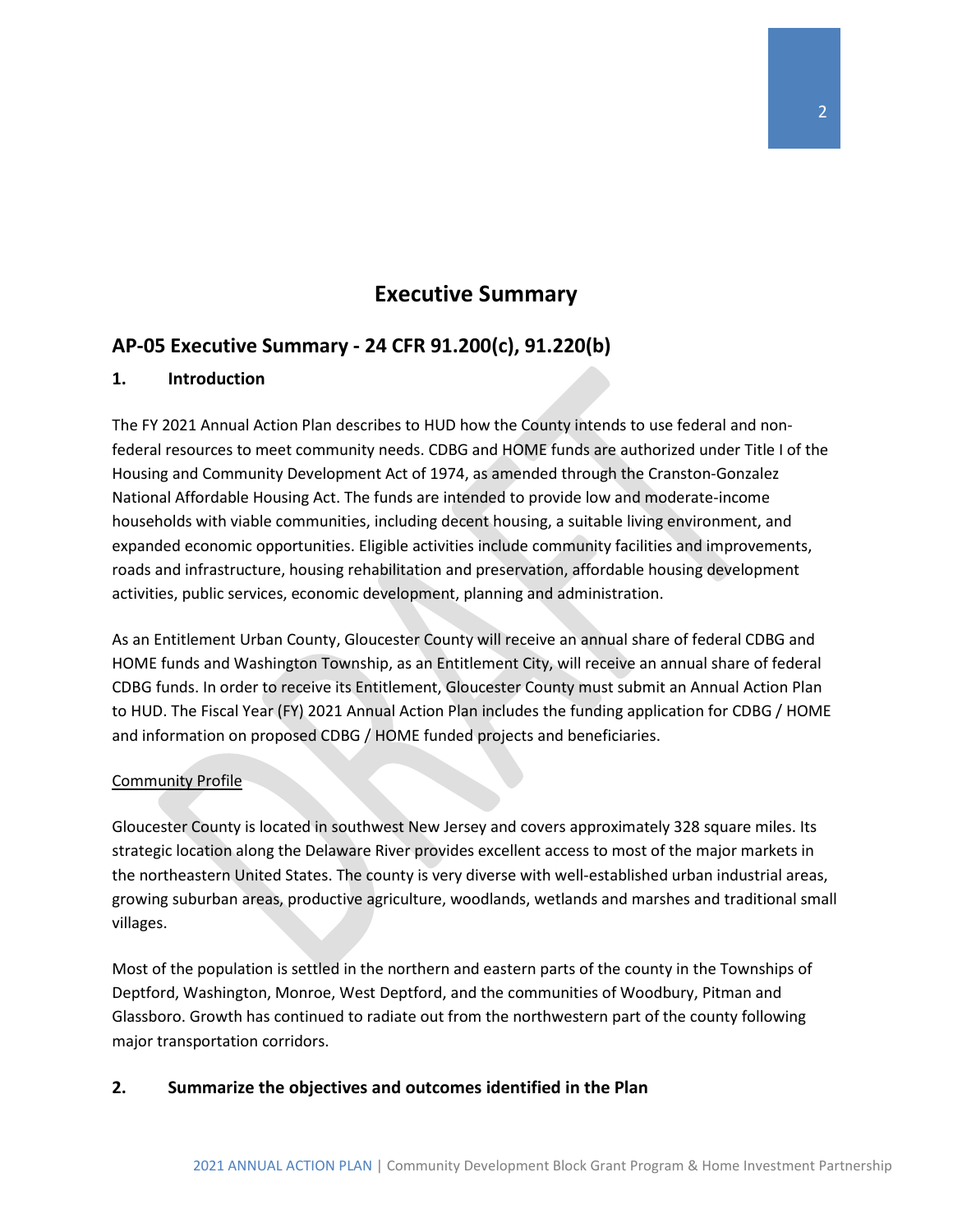# Executive Summary

## AP-05 Executive Summary - 24 CFR 91.200(c), 91.220(b)

### 1. Introduction

The FY 2021 Annual Action Plan describes to HUD how the County intends to use federal and non-federal resources to meet community needs. CDBG and HOME funds are authorized under Title I of the Housing and Community Development Act of 1974, as amended through the Cranston-Gonzalez National Affordable Housing Act. The funds are intended to provide low and moderate-income households with viable communities, including decent housing, a suitable living environment, and expanded economic opportunities. Eligible activities include community facilities and improvements, roads and infrastructure, housing rehabilitation and preservation, affordable housing development activities, public services, economic development, planning and administration.

As an Entitlement Urban County, Gloucester County will receive an annual share of federal CDBG and HOME funds and Washington Township, as an Entitlement City, will receive an annual share of federal CDBG funds. In order to receive its Entitlement, Gloucester County must submit an Annual Action Plan to HUD. The Fiscal Year (FY) 2021 Annual Action Plan includes the funding application for CDBG / HOME and information on proposed CDBG / HOME funded projects and beneficiaries.

Community Profile

Gloucester County is located in southwest New Jersey and covers approximately 328 square miles. Its strategic location along the Delaware River provides excellent access to most of the major markets in the northeastern United States. The county is very diverse with well-established urban industrial areas, growing suburban areas, productive agriculture, woodlands, wetlands and marshes and traditional small villages.

Most of the population is settled in the northern and eastern parts of the county in the Townships of Deptford, Washington, Monroe, West Deptford, and the communities of Woodbury, Pitman and Glassboro. Growth has continued to radiate out from the northwestern part of the county following major transportation corridors.

### 2. Summarize the objectives and outcomes identified in the Plan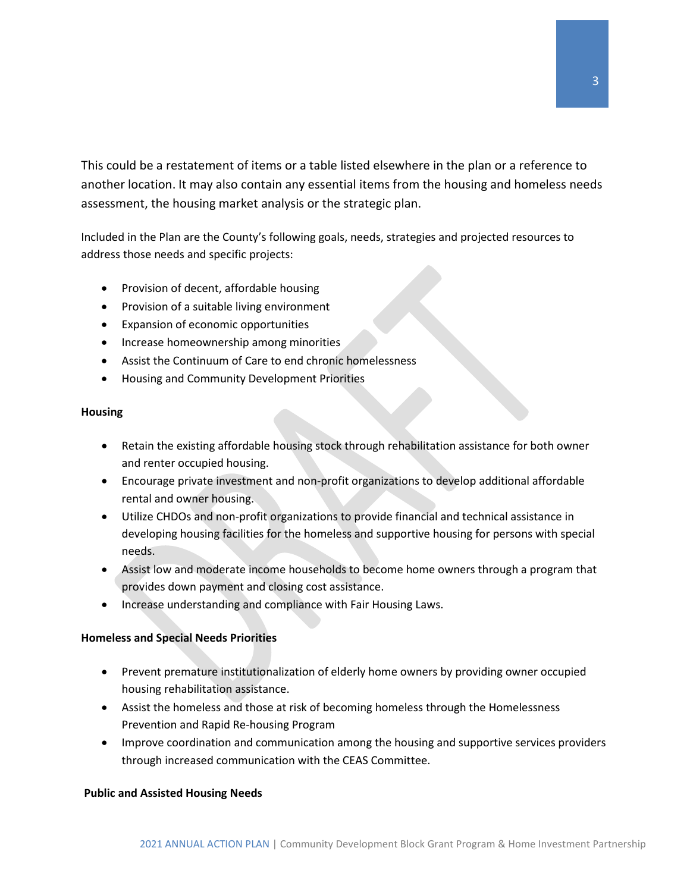This could be a restatement of items or a table listed elsewhere in the plan or a reference to another location. It may also contain any essential items from the housing and homeless needs assessment, the housing market analysis or the strategic plan.

Included in the Plan are the County's following goals, needs, strategies and projected resources to address those needs and specific projects:

- Provision of decent, affordable housing
- Provision of a suitable living environment
- Expansion of economic opportunities
- Increase homeownership among minorities
- Assist the Continuum of Care to end chronic homelessness
- Housing and Community Development Priorities

**Housing**

- Retain the existing affordable housing stock through rehabilitation assistance for both owner and renter occupied housing.
- Encourage private investment and non-profit organizations to develop additional affordable rental and owner housing.
- Utilize CHDOs and non-profit organizations to provide financial and technical assistance in developing housing facilities for the homeless and supportive housing for persons with special needs.
- Assist low and moderate income households to become home owners through a program that provides down payment and closing cost assistance.
- Increase understanding and compliance with Fair Housing Laws.

**Homeless and Special Needs Priorities**

- Prevent premature institutionalization of elderly home owners by providing owner occupied housing rehabilitation assistance.
- Assist the homeless and those at risk of becoming homeless through the Homelessness Prevention and Rapid Re-housing Program
- Improve coordination and communication among the housing and supportive services providers through increased communication with the CEAS Committee.

**Public and Assisted Housing Needs**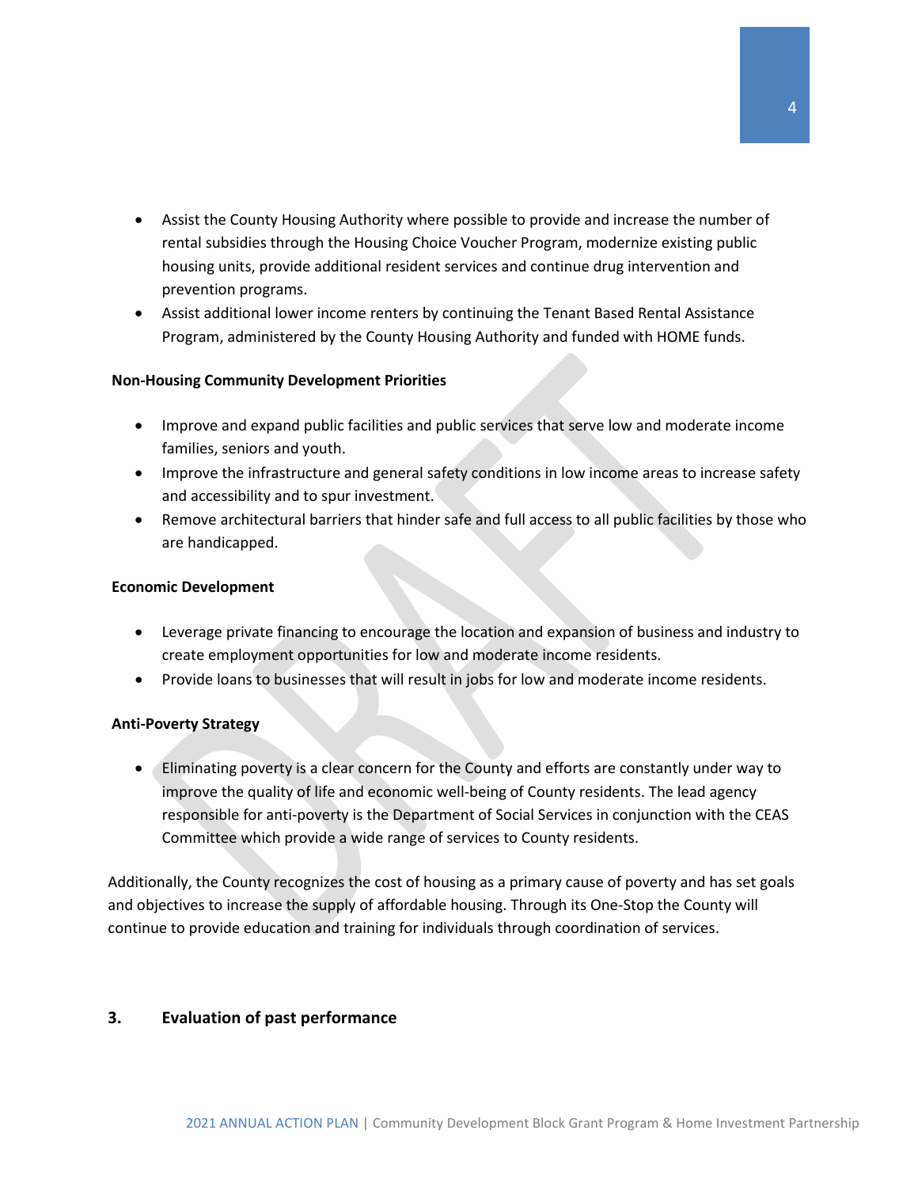- Assist the County Housing Authority where possible to provide and increase the number of rental subsidies through the Housing Choice Voucher Program, modernize existing public housing units, provide additional resident services and continue drug intervention and prevention programs.
- Assist additional lower income renters by continuing the Tenant Based Rental Assistance Program, administered by the County Housing Authority and funded with HOME funds.

**Non-Housing Community Development Priorities**

- Improve and expand public facilities and public services that serve low and moderate income families, seniors and youth.
- Improve the infrastructure and general safety conditions in low income areas to increase safety and accessibility and to spur investment.
- Remove architectural barriers that hinder safe and full access to all public facilities by those who are handicapped.

**Economic Development**

- Leverage private financing to encourage the location and expansion of business and industry to create employment opportunities for low and moderate income residents.
- Provide loans to businesses that will result in jobs for low and moderate income residents.

**Anti-Poverty Strategy**

- Eliminating poverty is a clear concern for the County and efforts are constantly under way to improve the quality of life and economic well-being of County residents. The lead agency responsible for anti-poverty is the Department of Social Services in conjunction with the CEAS Committee which provide a wide range of services to County residents.

Additionally, the County recognizes the cost of housing as a primary cause of poverty and has set goals and objectives to increase the supply of affordable housing. Through its One-Stop the County will continue to provide education and training for individuals through coordination of services.

## 3. Evaluation of past performance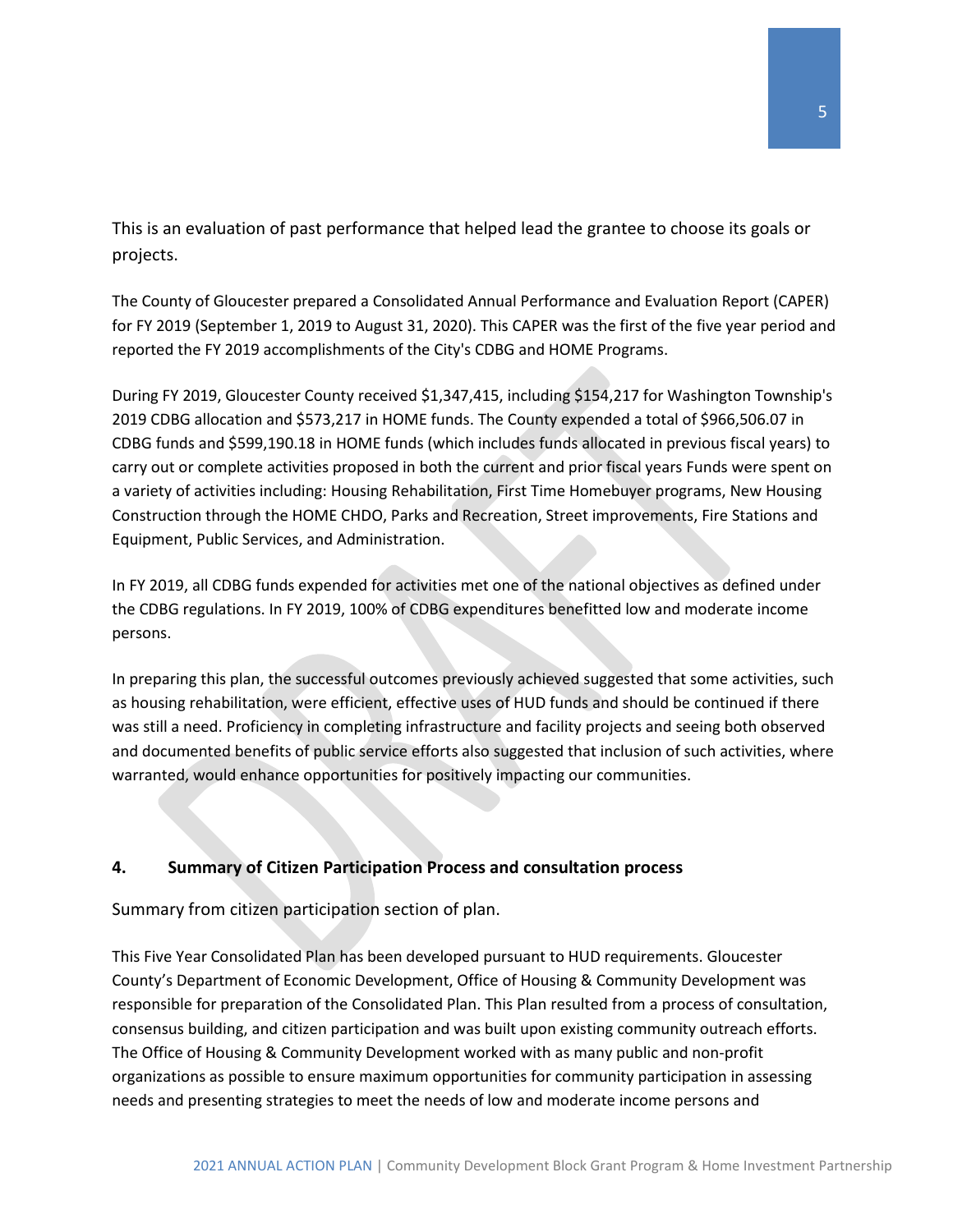This is an evaluation of past performance that helped lead the grantee to choose its goals or projects.

The County of Gloucester prepared a Consolidated Annual Performance and Evaluation Report (CAPER) for FY 2019 (September 1, 2019 to August 31, 2020). This CAPER was the first of the five year period and reported the FY 2019 accomplishments of the City's CDBG and HOME Programs.

During FY 2019, Gloucester County received $1,347,415, including $154,217 for Washington Township's 2019 CDBG allocation and $573,217 in HOME funds. The County expended a total of $966,506.07 in CDBG funds and $599,190.18 in HOME funds (which includes funds allocated in previous fiscal years) to carry out or complete activities proposed in both the current and prior fiscal years Funds were spent on a variety of activities including: Housing Rehabilitation, First Time Homebuyer programs, New Housing Construction through the HOME CHDO, Parks and Recreation, Street improvements, Fire Stations and Equipment, Public Services, and Administration.

In FY 2019, all CDBG funds expended for activities met one of the national objectives as defined under the CDBG regulations. In FY 2019, 100% of CDBG expenditures benefitted low and moderate income persons.

In preparing this plan, the successful outcomes previously achieved suggested that some activities, such as housing rehabilitation, were efficient, effective uses of HUD funds and should be continued if there was still a need. Proficiency in completing infrastructure and facility projects and seeing both observed and documented benefits of public service efforts also suggested that inclusion of such activities, where warranted, would enhance opportunities for positively impacting our communities.

**4. Summary of Citizen Participation Process and consultation process**

Summary from citizen participation section of plan.

This Five Year Consolidated Plan has been developed pursuant to HUD requirements. Gloucester County's Department of Economic Development, Office of Housing & Community Development was responsible for preparation of the Consolidated Plan. This Plan resulted from a process of consultation, consensus building, and citizen participation and was built upon existing community outreach efforts. The Office of Housing & Community Development worked with as many public and non-profit organizations as possible to ensure maximum opportunities for community participation in assessing needs and presenting strategies to meet the needs of low and moderate income persons and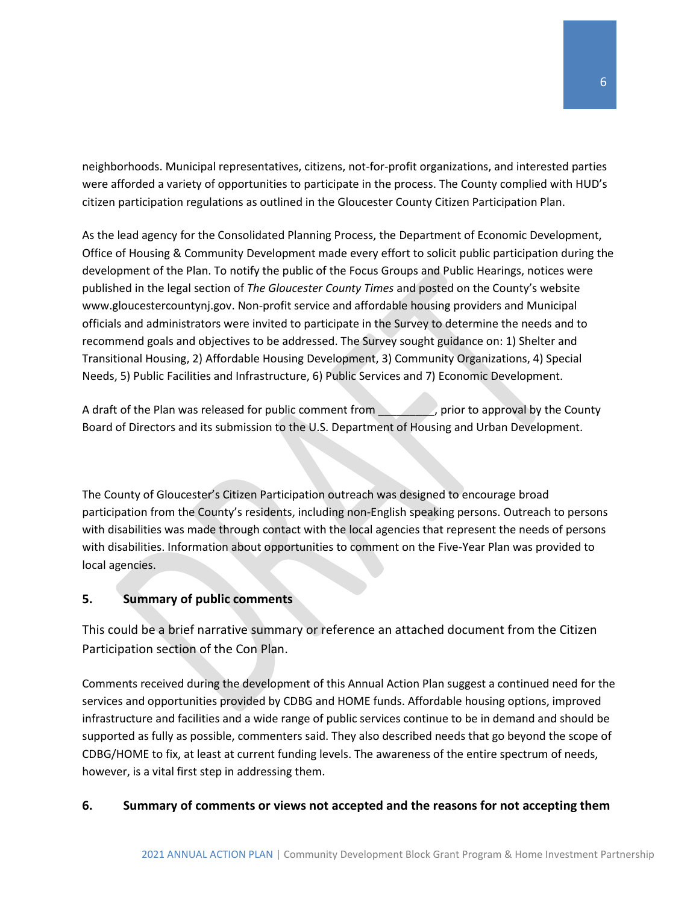neighborhoods. Municipal representatives, citizens, not-for-profit organizations, and interested parties were afforded a variety of opportunities to participate in the process. The County complied with HUD's citizen participation regulations as outlined in the Gloucester County Citizen Participation Plan.

As the lead agency for the Consolidated Planning Process, the Department of Economic Development, Office of Housing & Community Development made every effort to solicit public participation during the development of the Plan. To notify the public of the Focus Groups and Public Hearings, notices were published in the legal section of *The Gloucester County Times* and posted on the County's website www.gloucestercountynj.gov. Non-profit service and affordable housing providers and Municipal officials and administrators were invited to participate in the Survey to determine the needs and to recommend goals and objectives to be addressed. The Survey sought guidance on: 1) Shelter and Transitional Housing, 2) Affordable Housing Development, 3) Community Organizations, 4) Special Needs, 5) Public Facilities and Infrastructure, 6) Public Services and 7) Economic Development.

A draft of the Plan was released for public comment from _________, prior to approval by the County Board of Directors and its submission to the U.S. Department of Housing and Urban Development.

The County of Gloucester's Citizen Participation outreach was designed to encourage broad participation from the County's residents, including non-English speaking persons. Outreach to persons with disabilities was made through contact with the local agencies that represent the needs of persons with disabilities. Information about opportunities to comment on the Five-Year Plan was provided to local agencies.

## 5. Summary of public comments

This could be a brief narrative summary or reference an attached document from the Citizen Participation section of the Con Plan.

Comments received during the development of this Annual Action Plan suggest a continued need for the services and opportunities provided by CDBG and HOME funds. Affordable housing options, improved infrastructure and facilities and a wide range of public services continue to be in demand and should be supported as fully as possible, commenters said. They also described needs that go beyond the scope of CDBG/HOME to fix, at least at current funding levels. The awareness of the entire spectrum of needs, however, is a vital first step in addressing them.

## 6. Summary of comments or views not accepted and the reasons for not accepting them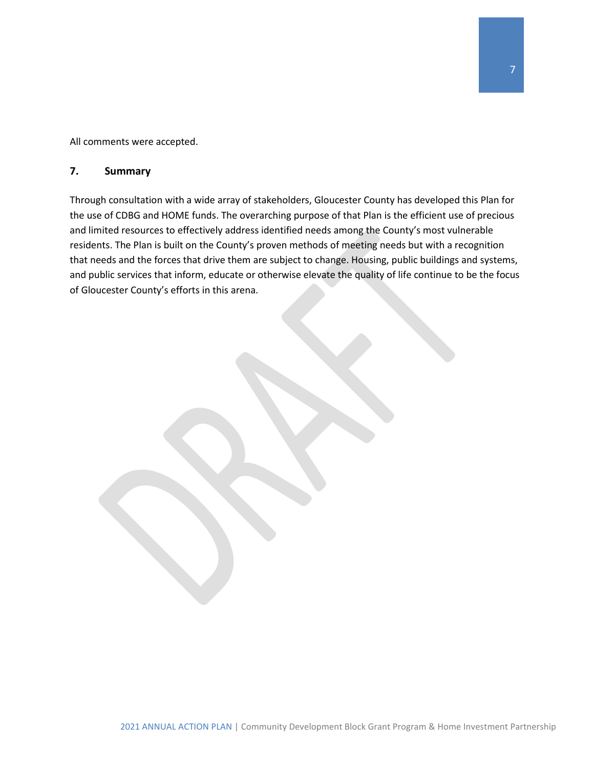All comments were accepted.

## 7. Summary

Through consultation with a wide array of stakeholders, Gloucester County has developed this Plan for the use of CDBG and HOME funds. The overarching purpose of that Plan is the efficient use of precious and limited resources to effectively address identified needs among the County's most vulnerable residents. The Plan is built on the County's proven methods of meeting needs but with a recognition that needs and the forces that drive them are subject to change. Housing, public buildings and systems, and public services that inform, educate or otherwise elevate the quality of life continue to be the focus of Gloucester County's efforts in this arena.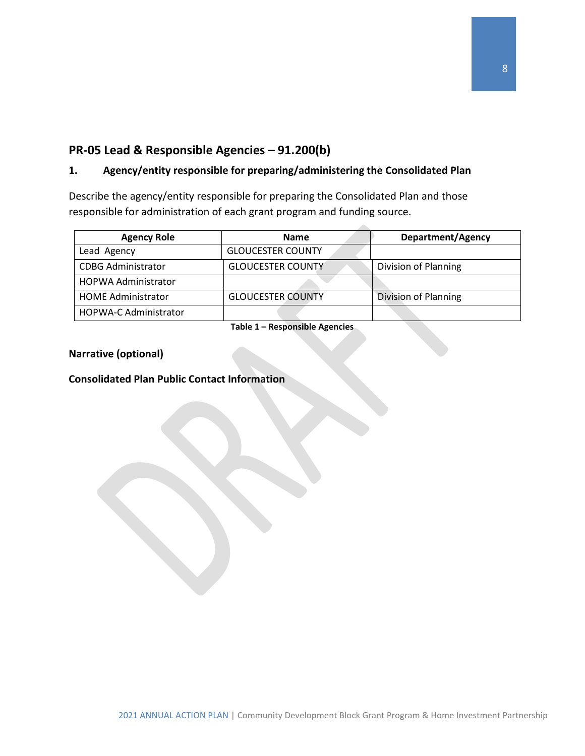## PR-05 Lead & Responsible Agencies – 91.200(b)

### 1. Agency/entity responsible for preparing/administering the Consolidated Plan

Describe the agency/entity responsible for preparing the Consolidated Plan and those responsible for administration of each grant program and funding source.

| Agency Role | Name | Department/Agency |
|---|---|---|
| Lead Agency | GLOUCESTER COUNTY | |
| CDBG Administrator | GLOUCESTER COUNTY | Division of Planning |
| HOPWA Administrator | | |
| HOME Administrator | GLOUCESTER COUNTY | Division of Planning |
| HOPWA-C Administrator | | |

**Table 1 – Responsible Agencies**

**Narrative (optional)**

**Consolidated Plan Public Contact Information**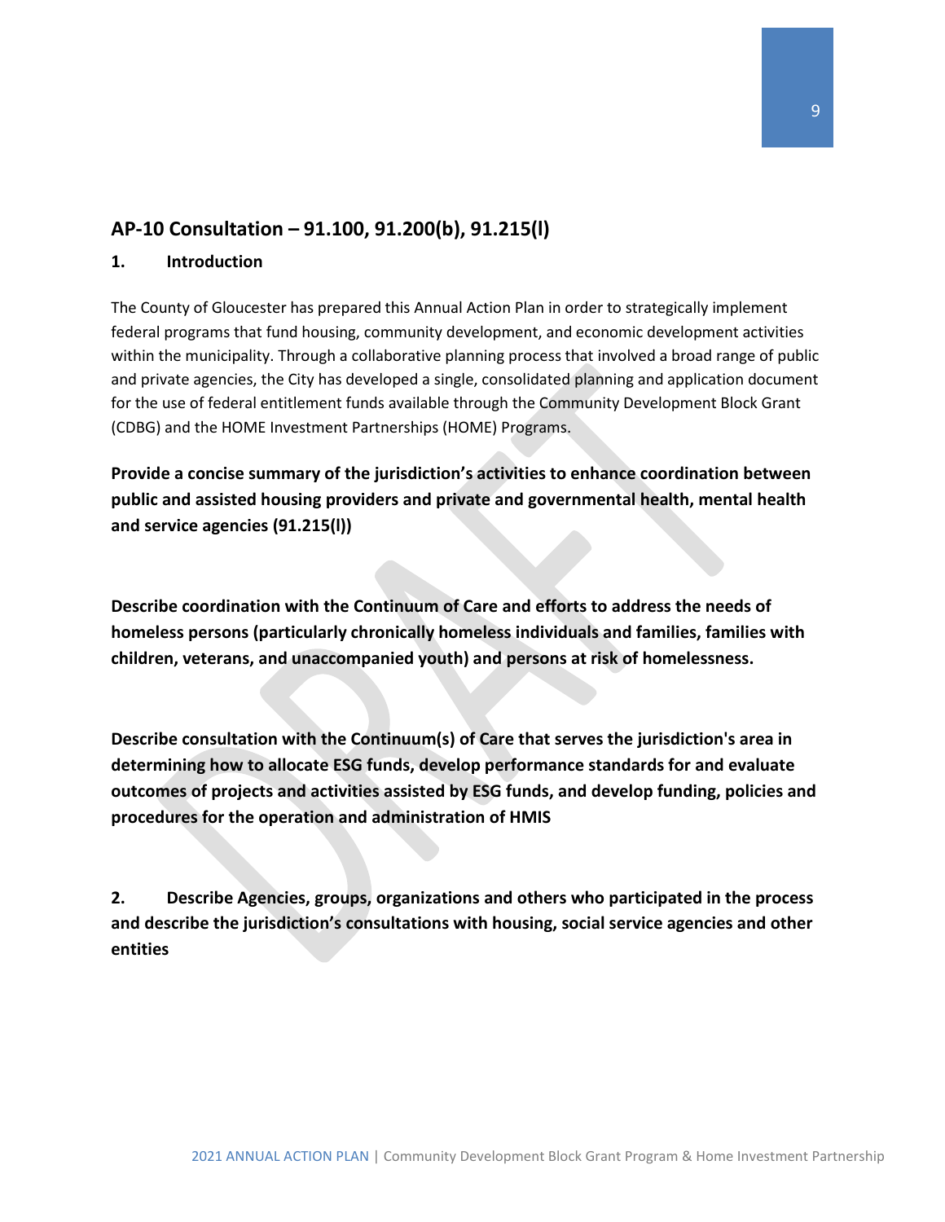## AP-10 Consultation – 91.100, 91.200(b), 91.215(l)

### 1. Introduction

The County of Gloucester has prepared this Annual Action Plan in order to strategically implement federal programs that fund housing, community development, and economic development activities within the municipality. Through a collaborative planning process that involved a broad range of public and private agencies, the City has developed a single, consolidated planning and application document for the use of federal entitlement funds available through the Community Development Block Grant (CDBG) and the HOME Investment Partnerships (HOME) Programs.

**Provide a concise summary of the jurisdiction's activities to enhance coordination between public and assisted housing providers and private and governmental health, mental health and service agencies (91.215(l))**

**Describe coordination with the Continuum of Care and efforts to address the needs of homeless persons (particularly chronically homeless individuals and families, families with children, veterans, and unaccompanied youth) and persons at risk of homelessness.**

**Describe consultation with the Continuum(s) of Care that serves the jurisdiction's area in determining how to allocate ESG funds, develop performance standards for and evaluate outcomes of projects and activities assisted by ESG funds, and develop funding, policies and procedures for the operation and administration of HMIS**

**2. Describe Agencies, groups, organizations and others who participated in the process and describe the jurisdiction's consultations with housing, social service agencies and other entities**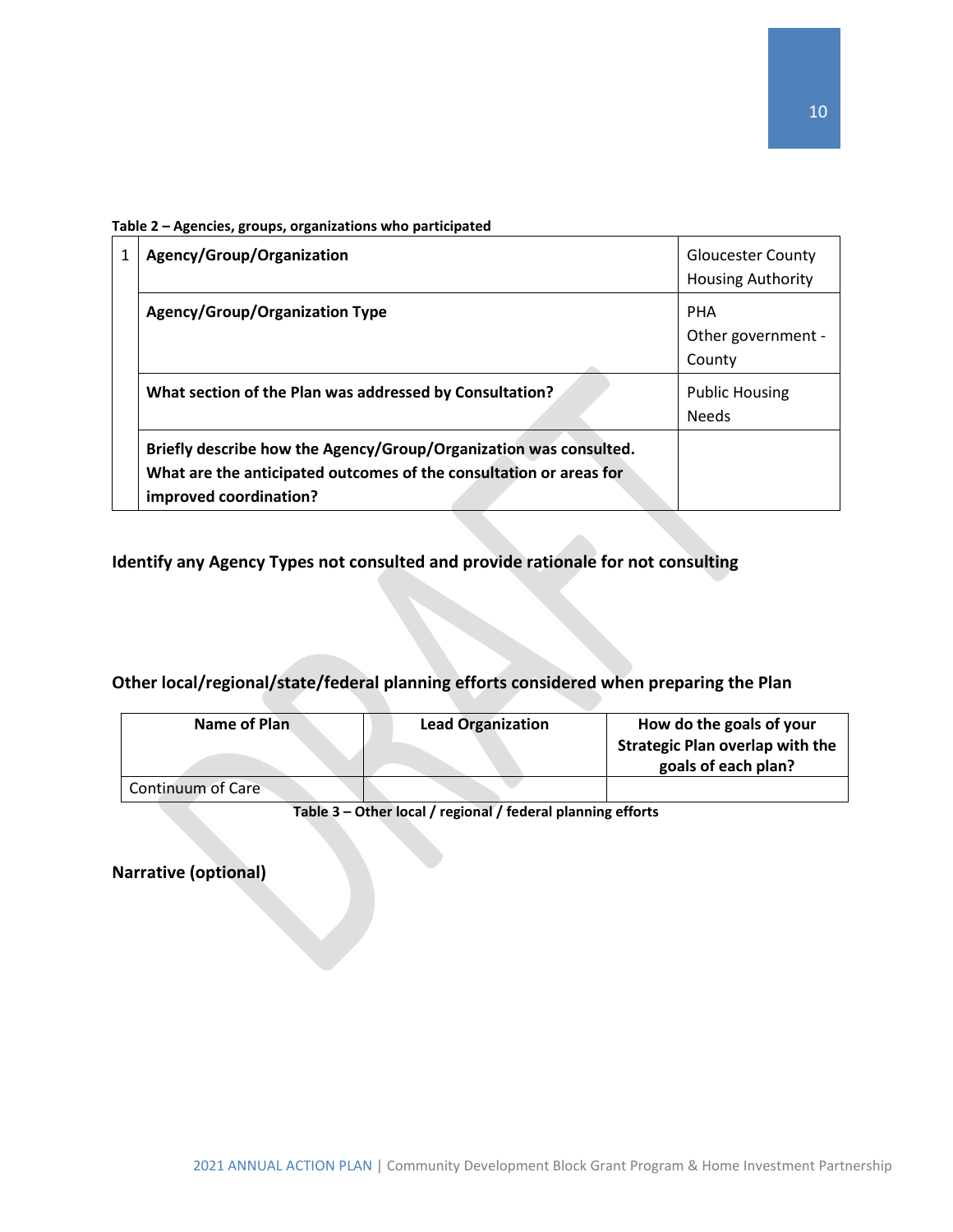**Table 2 – Agencies, groups, organizations who participated**

| 1 | Agency/Group/Organization | Gloucester County Housing Authority |
|---|---|---|
| | **Agency/Group/Organization Type** | PHA<br>Other government - County |
| | **What section of the Plan was addressed by Consultation?** | Public Housing Needs |
| | **Briefly describe how the Agency/Group/Organization was consulted. What are the anticipated outcomes of the consultation or areas for improved coordination?** | |

### Identify any Agency Types not consulted and provide rationale for not consulting

### Other local/regional/state/federal planning efforts considered when preparing the Plan

| Name of Plan | Lead Organization | How do the goals of your Strategic Plan overlap with the goals of each plan? |
|---|---|---|
| Continuum of Care | | |

**Table 3 – Other local / regional / federal planning efforts**

### Narrative (optional)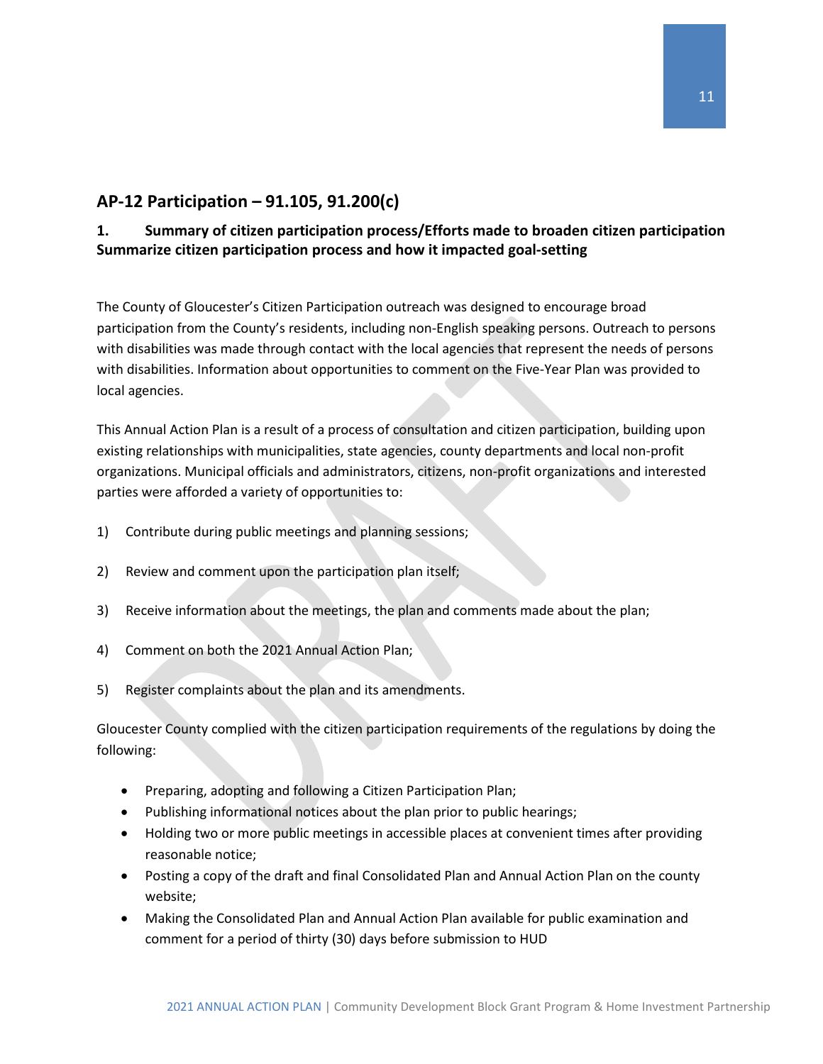## AP-12 Participation – 91.105, 91.200(c)

### 1. Summary of citizen participation process/Efforts made to broaden citizen participation Summarize citizen participation process and how it impacted goal-setting

The County of Gloucester's Citizen Participation outreach was designed to encourage broad participation from the County's residents, including non-English speaking persons. Outreach to persons with disabilities was made through contact with the local agencies that represent the needs of persons with disabilities. Information about opportunities to comment on the Five-Year Plan was provided to local agencies.

This Annual Action Plan is a result of a process of consultation and citizen participation, building upon existing relationships with municipalities, state agencies, county departments and local non-profit organizations. Municipal officials and administrators, citizens, non-profit organizations and interested parties were afforded a variety of opportunities to:

1) Contribute during public meetings and planning sessions;

2) Review and comment upon the participation plan itself;

3) Receive information about the meetings, the plan and comments made about the plan;

4) Comment on both the 2021 Annual Action Plan;

5) Register complaints about the plan and its amendments.

Gloucester County complied with the citizen participation requirements of the regulations by doing the following:

- Preparing, adopting and following a Citizen Participation Plan;
- Publishing informational notices about the plan prior to public hearings;
- Holding two or more public meetings in accessible places at convenient times after providing reasonable notice;
- Posting a copy of the draft and final Consolidated Plan and Annual Action Plan on the county website;
- Making the Consolidated Plan and Annual Action Plan available for public examination and comment for a period of thirty (30) days before submission to HUD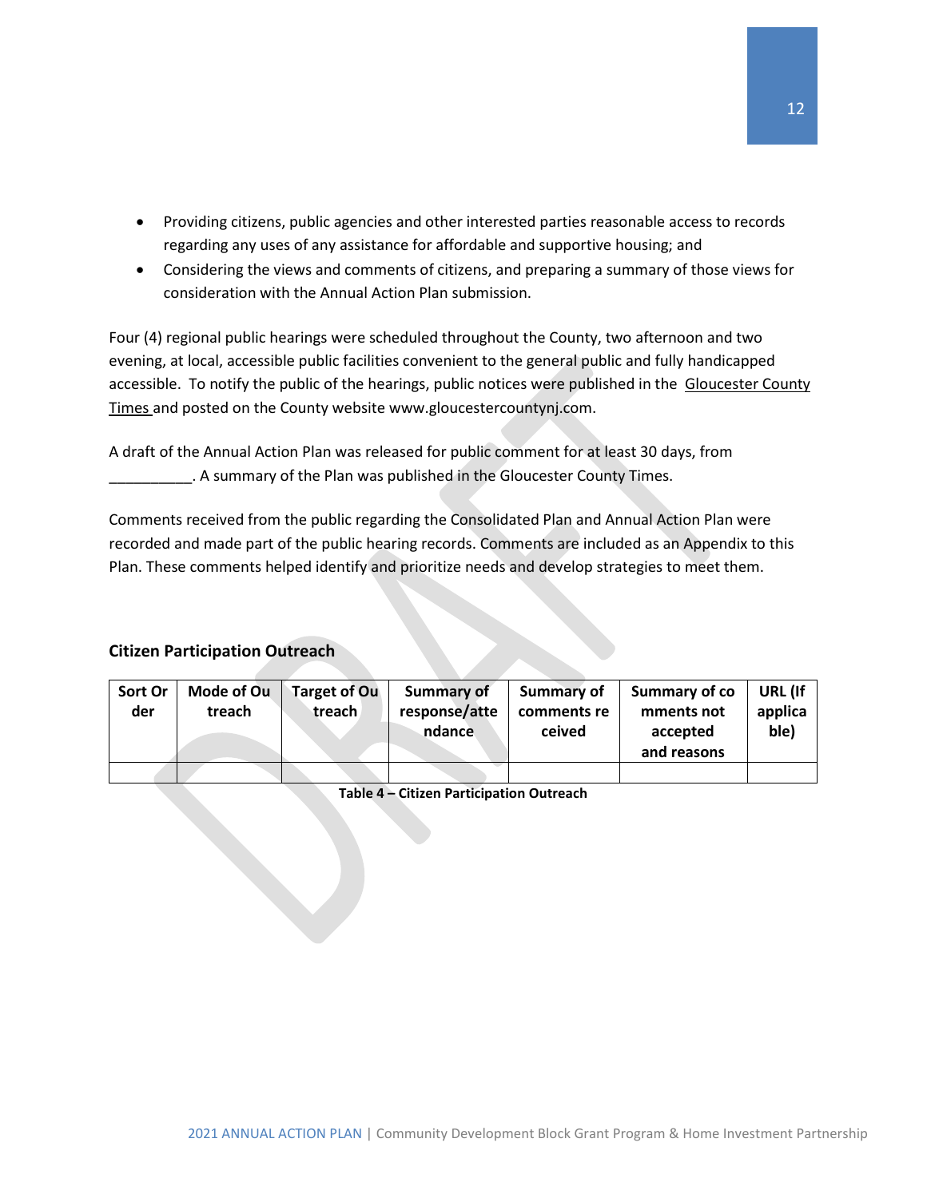- Providing citizens, public agencies and other interested parties reasonable access to records regarding any uses of any assistance for affordable and supportive housing; and
- Considering the views and comments of citizens, and preparing a summary of those views for consideration with the Annual Action Plan submission.

Four (4) regional public hearings were scheduled throughout the County, two afternoon and two evening, at local, accessible public facilities convenient to the general public and fully handicapped accessible. To notify the public of the hearings, public notices were published in the Gloucester County Times and posted on the County website www.gloucestercountynj.com.

A draft of the Annual Action Plan was released for public comment for at least 30 days, from __________. A summary of the Plan was published in the Gloucester County Times.

Comments received from the public regarding the Consolidated Plan and Annual Action Plan were recorded and made part of the public hearing records. Comments are included as an Appendix to this Plan. These comments helped identify and prioritize needs and develop strategies to meet them.

### Citizen Participation Outreach

| Sort Order | Mode of Outreach | Target of Outreach | Summary of response/attendance | Summary of comments received | Summary of comments not accepted and reasons | URL (If applicable) |
|---|---|---|---|---|---|---|
| | | | | | | |

**Table 4 – Citizen Participation Outreach**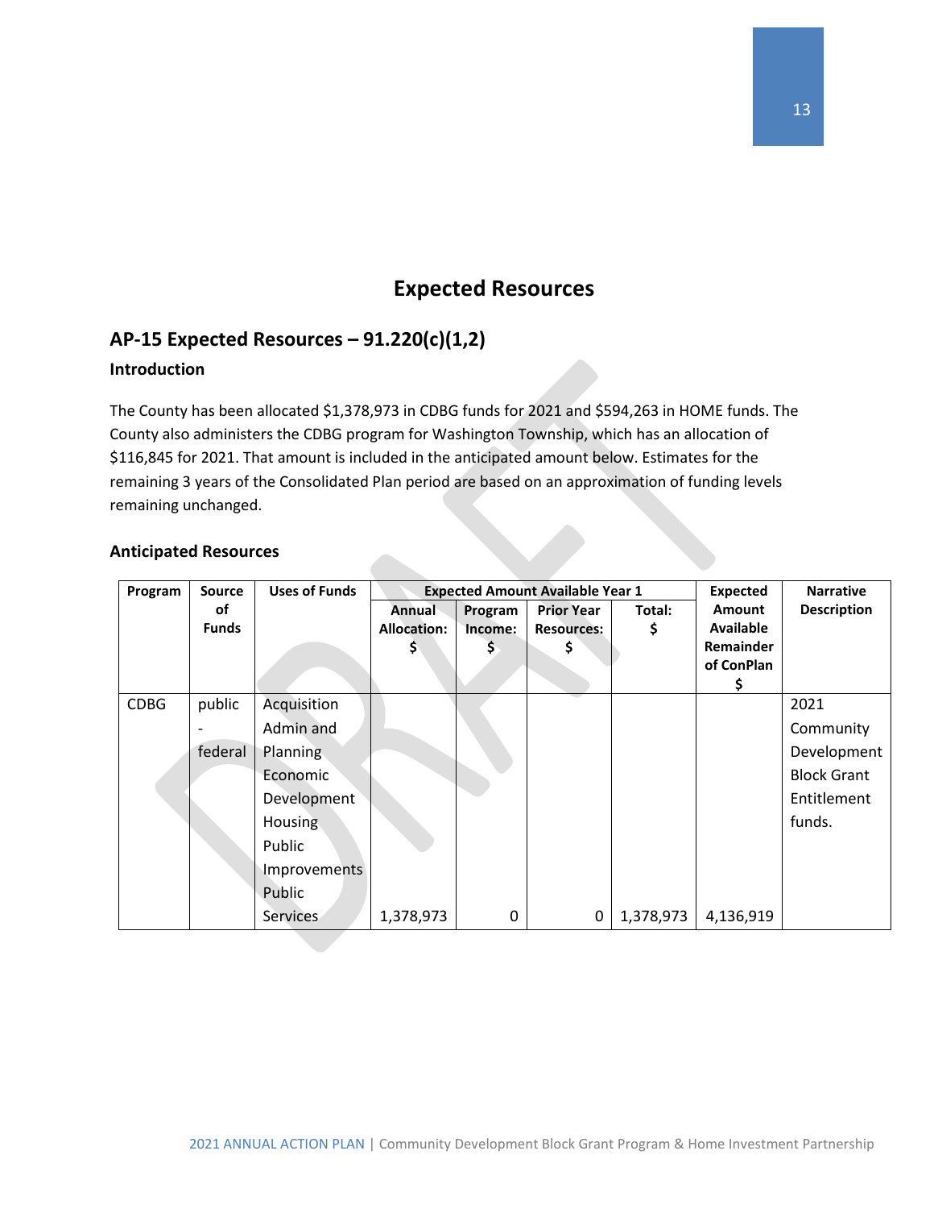# Expected Resources

## AP-15 Expected Resources – 91.220(c)(1,2)

### Introduction

The County has been allocated $1,378,973 in CDBG funds for 2021 and $594,263 in HOME funds. The County also administers the CDBG program for Washington Township, which has an allocation of $116,845 for 2021. That amount is included in the anticipated amount below. Estimates for the remaining 3 years of the Consolidated Plan period are based on an approximation of funding levels remaining unchanged.

### Anticipated Resources

| Program | Source of Funds | Uses of Funds | Expected Amount Available Year 1 | | | | Expected Amount Available Remainder of ConPlan $ | Narrative Description |
|---|---|---|---|---|---|---|---|---|
| | | | Annual Allocation: $ | Program Income: $ | Prior Year Resources: $ | Total: $ | | |
| CDBG | public - federal | Acquisition<br>Admin and Planning<br>Economic Development<br>Housing<br>Public Improvements<br>Public Services | 1,378,973 | 0 | 0 | 1,378,973 | 4,136,919 | 2021 Community Development Block Grant Entitlement funds. |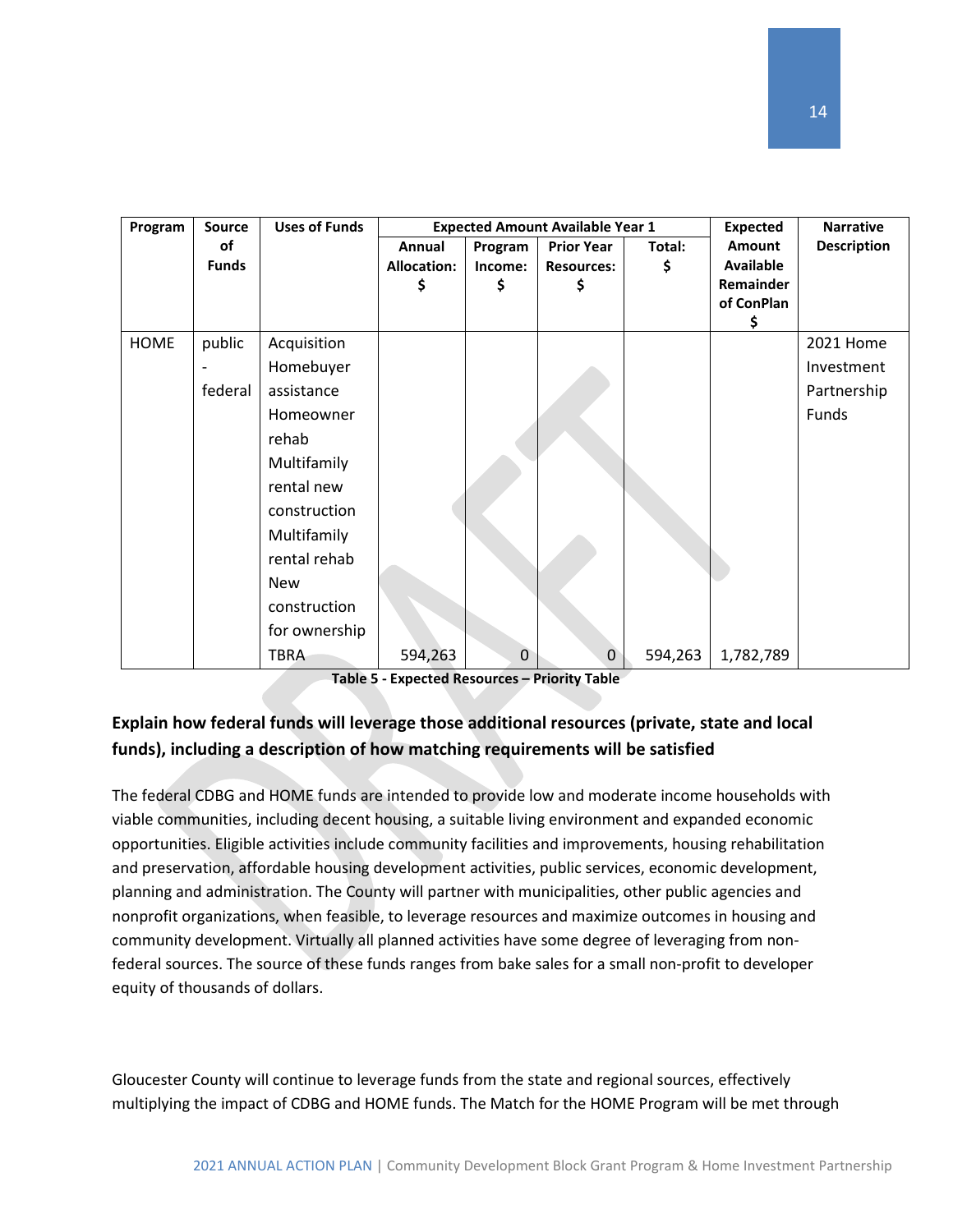| Program | Source of Funds | Uses of Funds | Expected Amount Available Year 1 | | | | Expected Amount Available Remainder of ConPlan $ | Narrative Description |
|---|---|---|---|---|---|---|---|---|
| | | | Annual Allocation: $ | Program Income: $ | Prior Year Resources: $ | Total: $ | | |
| HOME | public - federal | Acquisition Homebuyer assistance Homeowner rehab Multifamily rental new construction Multifamily rental rehab New construction for ownership TBRA | 594,263 | 0 | 0 | 594,263 | 1,782,789 | 2021 Home Investment Partnership Funds |

**Table 5 - Expected Resources – Priority Table**

**Explain how federal funds will leverage those additional resources (private, state and local funds), including a description of how matching requirements will be satisfied**

The federal CDBG and HOME funds are intended to provide low and moderate income households with viable communities, including decent housing, a suitable living environment and expanded economic opportunities. Eligible activities include community facilities and improvements, housing rehabilitation and preservation, affordable housing development activities, public services, economic development, planning and administration. The County will partner with municipalities, other public agencies and nonprofit organizations, when feasible, to leverage resources and maximize outcomes in housing and community development. Virtually all planned activities have some degree of leveraging from non-federal sources. The source of these funds ranges from bake sales for a small non-profit to developer equity of thousands of dollars.

Gloucester County will continue to leverage funds from the state and regional sources, effectively multiplying the impact of CDBG and HOME funds. The Match for the HOME Program will be met through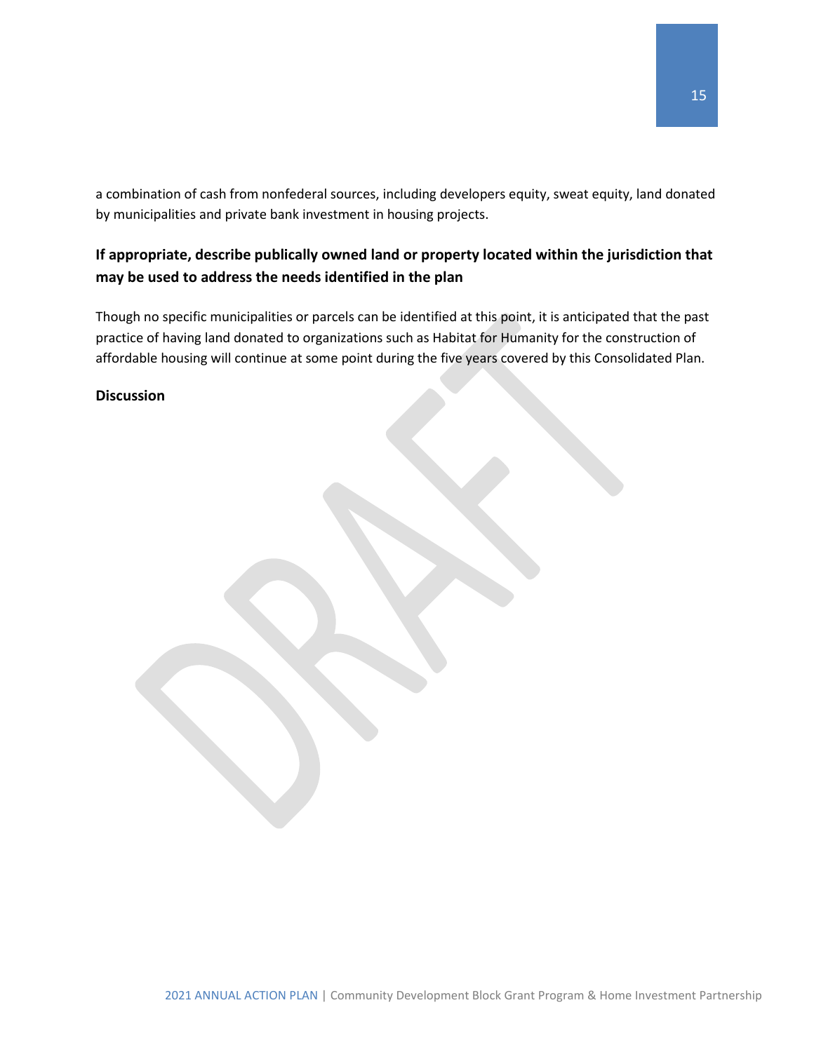a combination of cash from nonfederal sources, including developers equity, sweat equity, land donated by municipalities and private bank investment in housing projects.

**If appropriate, describe publically owned land or property located within the jurisdiction that may be used to address the needs identified in the plan**

Though no specific municipalities or parcels can be identified at this point, it is anticipated that the past practice of having land donated to organizations such as Habitat for Humanity for the construction of affordable housing will continue at some point during the five years covered by this Consolidated Plan.

**Discussion**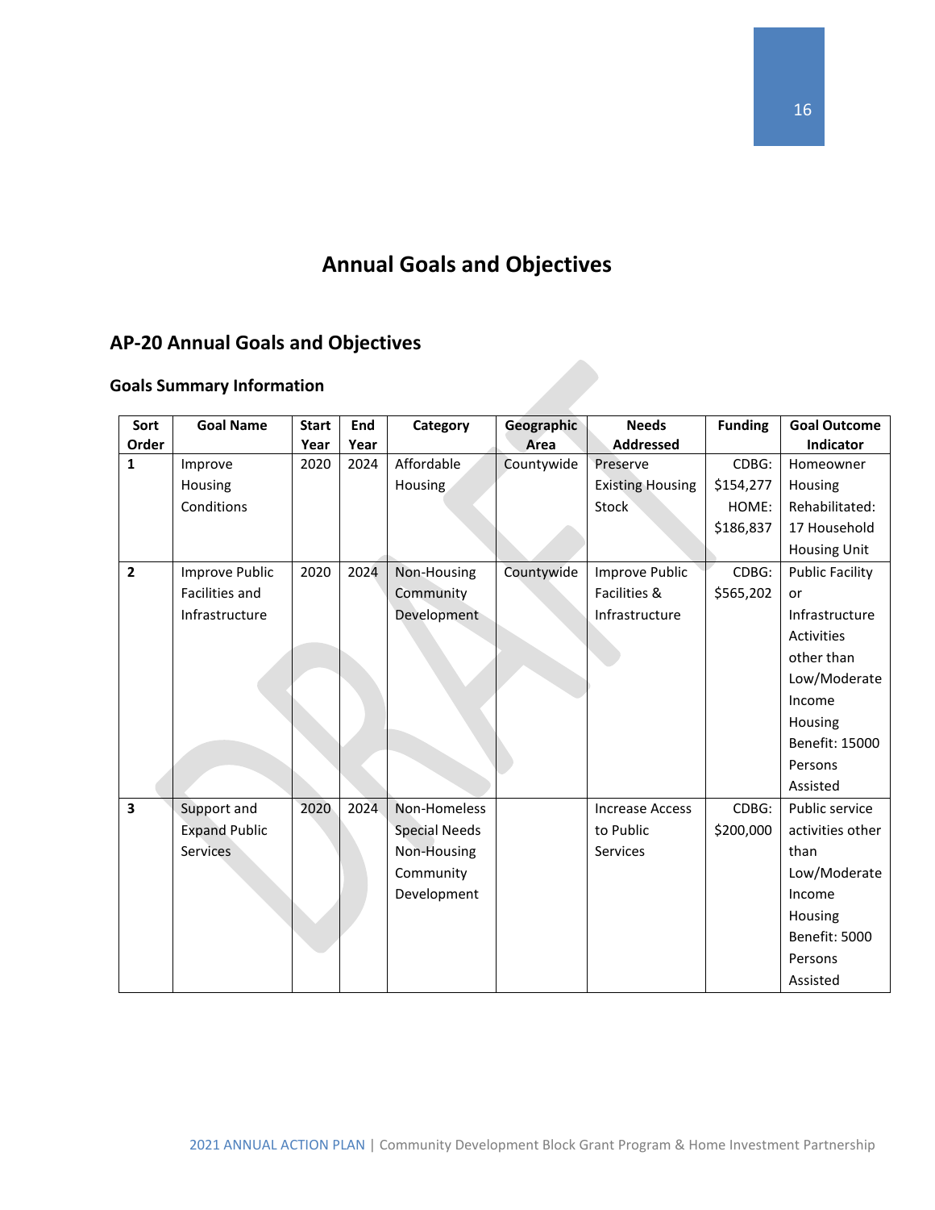# Annual Goals and Objectives

## AP-20 Annual Goals and Objectives

### Goals Summary Information

| Sort Order | Goal Name | Start Year | End Year | Category | Geographic Area | Needs Addressed | Funding | Goal Outcome Indicator |
|---|---|---|---|---|---|---|---|---|
| 1 | Improve Housing Conditions | 2020 | 2024 | Affordable Housing | Countywide | Preserve Existing Housing Stock | CDBG: $154,277 HOME: $186,837 | Homeowner Housing Rehabilitated: 17 Household Housing Unit |
| 2 | Improve Public Facilities and Infrastructure | 2020 | 2024 | Non-Housing Community Development | Countywide | Improve Public Facilities & Infrastructure | CDBG: $565,202 | Public Facility or Infrastructure Activities other than Low/Moderate Income Housing Benefit: 15000 Persons Assisted |
| 3 | Support and Expand Public Services | 2020 | 2024 | Non-Homeless Special Needs Non-Housing Community Development | | Increase Access to Public Services | CDBG: $200,000 | Public service activities other than Low/Moderate Income Housing Benefit: 5000 Persons Assisted |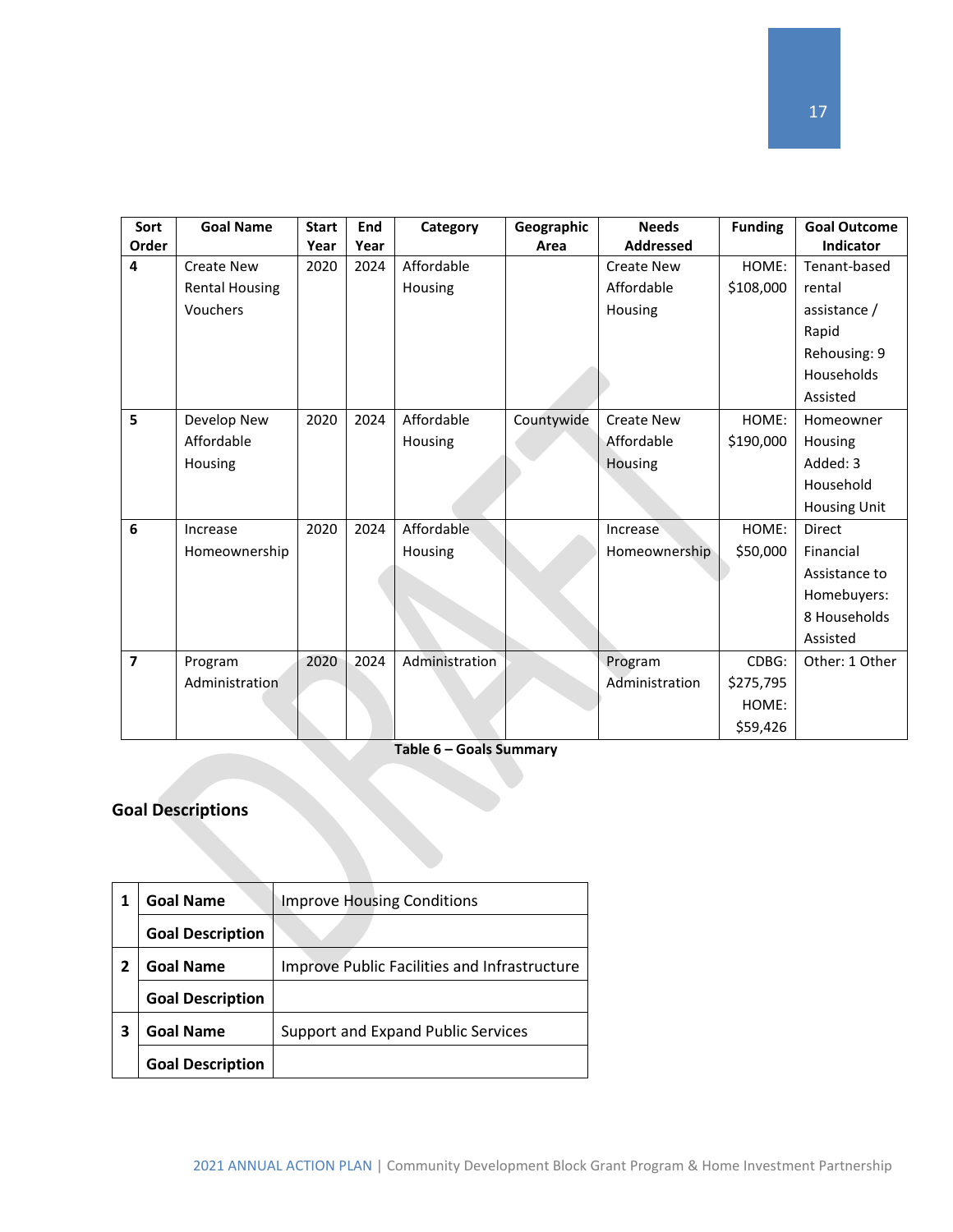| Sort Order | Goal Name | Start Year | End Year | Category | Geographic Area | Needs Addressed | Funding | Goal Outcome Indicator |
|---|---|---|---|---|---|---|---|---|
| 4 | Create New Rental Housing Vouchers | 2020 | 2024 | Affordable Housing | | Create New Affordable Housing | HOME: $108,000 | Tenant-based rental assistance / Rapid Rehousing: 9 Households Assisted |
| 5 | Develop New Affordable Housing | 2020 | 2024 | Affordable Housing | Countywide | Create New Affordable Housing | HOME: $190,000 | Homeowner Housing Added: 3 Household Housing Unit |
| 6 | Increase Homeownership | 2020 | 2024 | Affordable Housing | | Increase Homeownership | HOME: $50,000 | Direct Financial Assistance to Homebuyers: 8 Households Assisted |
| 7 | Program Administration | 2020 | 2024 | Administration | | Program Administration | CDBG: $275,795 HOME: $59,426 | Other: 1 Other |

**Table 6 – Goals Summary**

## Goal Descriptions

| | | |
|---|---|---|
| 1 | **Goal Name** | Improve Housing Conditions |
| | **Goal Description** | |
| 2 | **Goal Name** | Improve Public Facilities and Infrastructure |
| | **Goal Description** | |
| 3 | **Goal Name** | Support and Expand Public Services |
| | **Goal Description** | |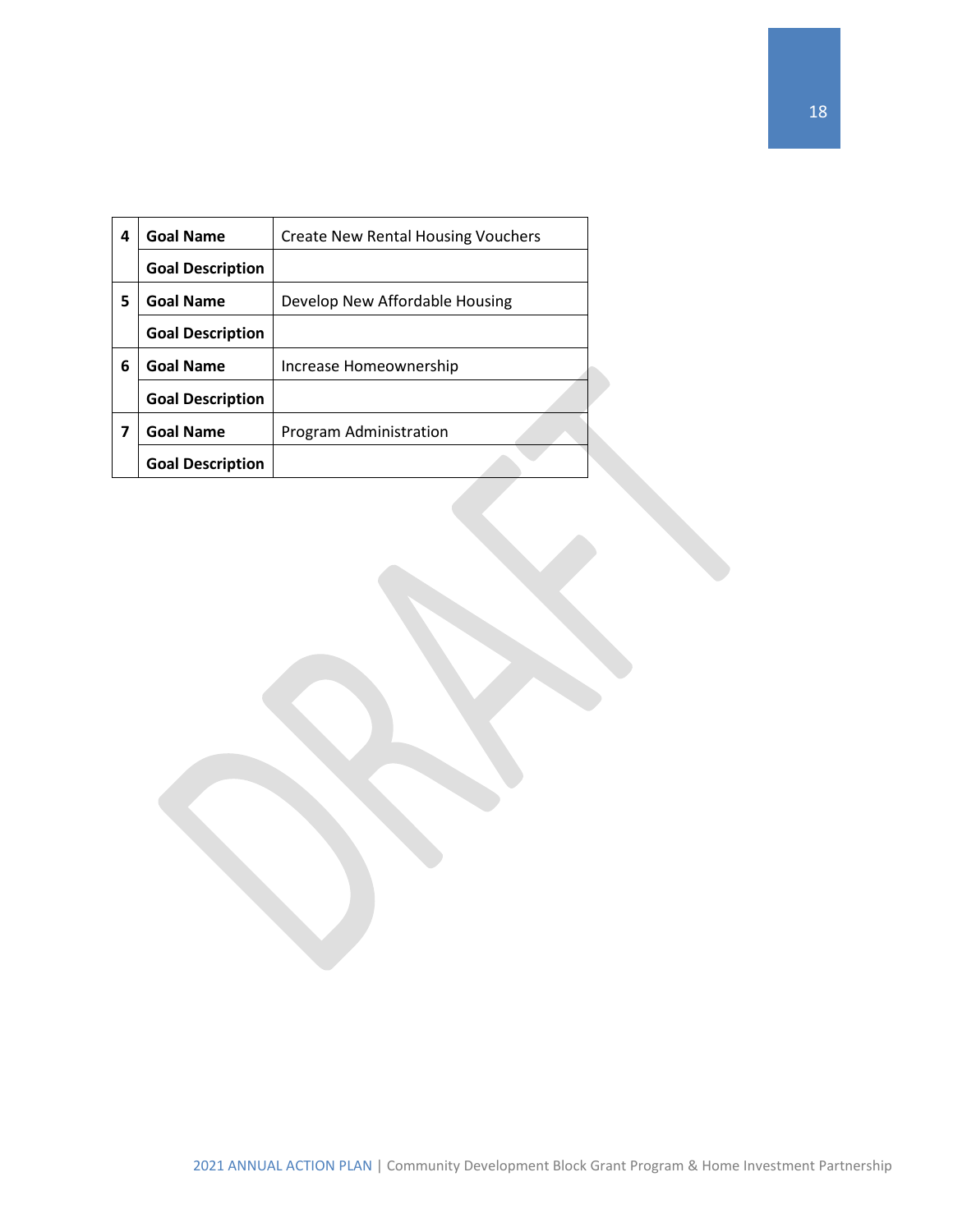| | | |
|---|---|---|
| 4 | **Goal Name** | Create New Rental Housing Vouchers |
| | **Goal Description** | |
| 5 | **Goal Name** | Develop New Affordable Housing |
| | **Goal Description** | |
| 6 | **Goal Name** | Increase Homeownership |
| | **Goal Description** | |
| 7 | **Goal Name** | Program Administration |
| | **Goal Description** | |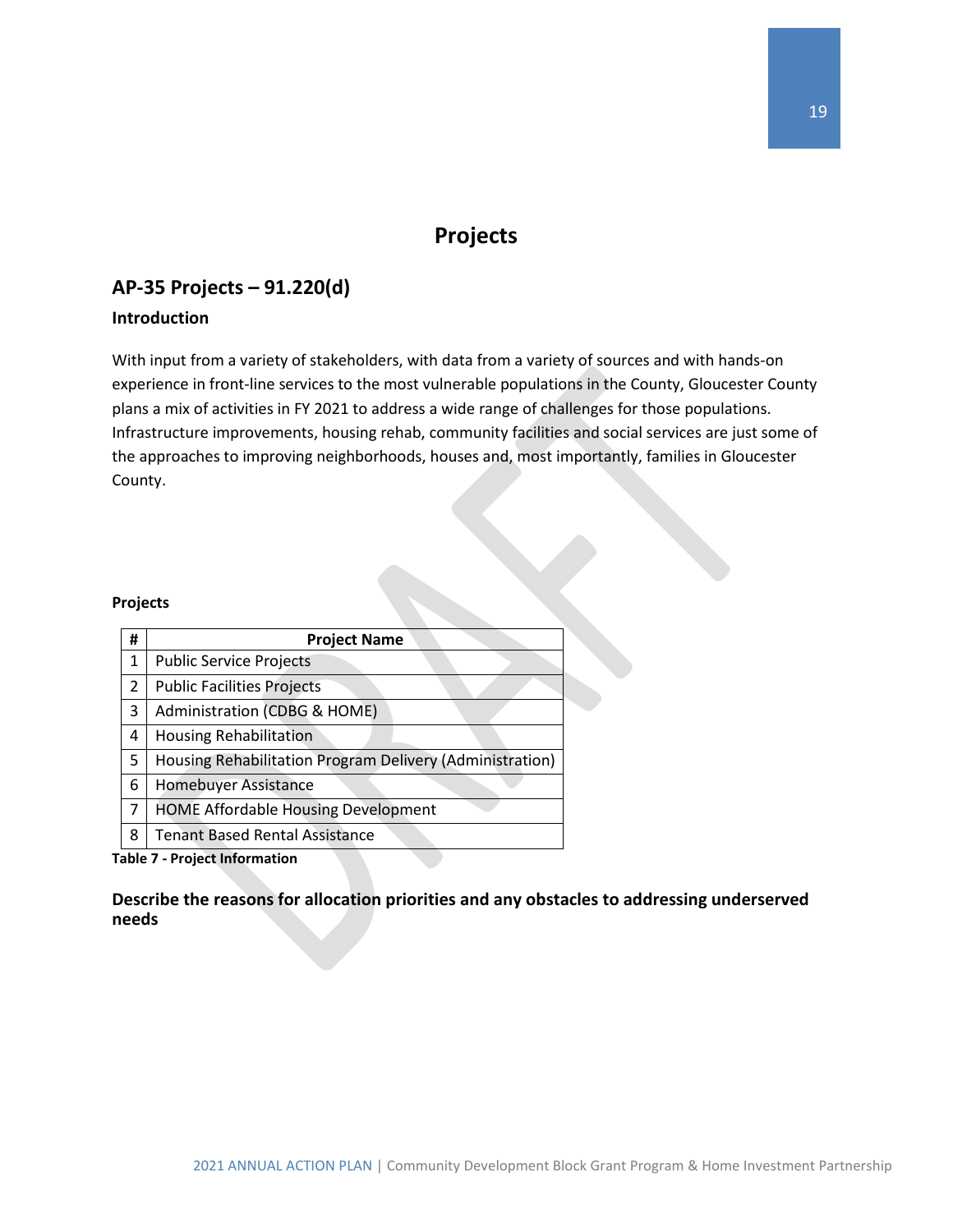# Projects

## AP-35 Projects – 91.220(d)

### Introduction

With input from a variety of stakeholders, with data from a variety of sources and with hands-on experience in front-line services to the most vulnerable populations in the County, Gloucester County plans a mix of activities in FY 2021 to address a wide range of challenges for those populations. Infrastructure improvements, housing rehab, community facilities and social services are just some of the approaches to improving neighborhoods, houses and, most importantly, families in Gloucester County.

**Projects**

| # | Project Name |
|---|---|
| 1 | Public Service Projects |
| 2 | Public Facilities Projects |
| 3 | Administration (CDBG & HOME) |
| 4 | Housing Rehabilitation |
| 5 | Housing Rehabilitation Program Delivery (Administration) |
| 6 | Homebuyer Assistance |
| 7 | HOME Affordable Housing Development |
| 8 | Tenant Based Rental Assistance |

**Table 7 - Project Information**

### Describe the reasons for allocation priorities and any obstacles to addressing underserved needs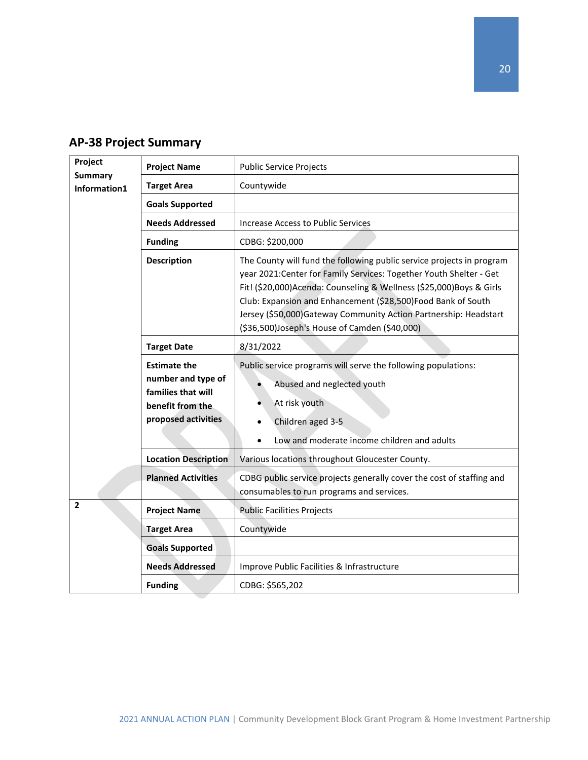## AP-38 Project Summary

| Project Summary Information1 | Project Name | Public Service Projects |
|---|---|---|
| | Target Area | Countywide |
| | Goals Supported | |
| | Needs Addressed | Increase Access to Public Services |
| | Funding | CDBG: $200,000 |
| | Description | The County will fund the following public service projects in program year 2021:Center for Family Services: Together Youth Shelter - Get Fit! ($20,000)Acenda: Counseling & Wellness ($25,000)Boys & Girls Club: Expansion and Enhancement ($28,500)Food Bank of South Jersey ($50,000)Gateway Community Action Partnership: Headstart ($36,500)Joseph's House of Camden ($40,000) |
| | Target Date | 8/31/2022 |
| | Estimate the number and type of families that will benefit from the proposed activities | Public service programs will serve the following populations: <br>• Abused and neglected youth <br>• At risk youth <br>• Children aged 3-5 <br>• Low and moderate income children and adults |
| | Location Description | Various locations throughout Gloucester County. |
| | Planned Activities | CDBG public service projects generally cover the cost of staffing and consumables to run programs and services. |
| 2 | Project Name | Public Facilities Projects |
| | Target Area | Countywide |
| | Goals Supported | |
| | Needs Addressed | Improve Public Facilities & Infrastructure |
| | Funding | CDBG: $565,202 |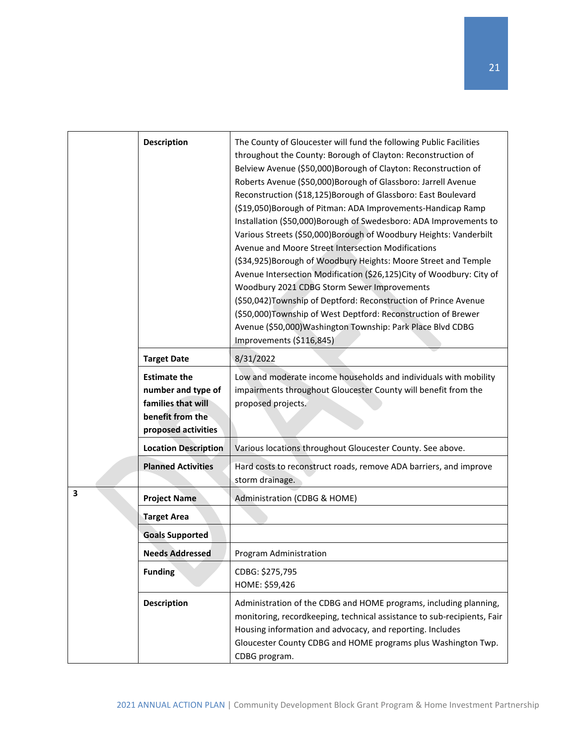| | | |
|---|---|---|
| | **Description** | The County of Gloucester will fund the following Public Facilities throughout the County: Borough of Clayton: Reconstruction of Belview Avenue ($50,000)Borough of Clayton: Reconstruction of Roberts Avenue ($50,000)Borough of Glassboro: Jarrell Avenue Reconstruction ($18,125)Borough of Glassboro: East Boulevard ($19,050)Borough of Pitman: ADA Improvements-Handicap Ramp Installation ($50,000)Borough of Swedesboro: ADA Improvements to Various Streets ($50,000)Borough of Woodbury Heights: Vanderbilt Avenue and Moore Street Intersection Modifications ($34,925)Borough of Woodbury Heights: Moore Street and Temple Avenue Intersection Modification ($26,125)City of Woodbury: City of Woodbury 2021 CDBG Storm Sewer Improvements ($50,042)Township of Deptford: Reconstruction of Prince Avenue ($50,000)Township of West Deptford: Reconstruction of Brewer Avenue ($50,000)Washington Township: Park Place Blvd CDBG Improvements ($116,845) |
| | **Target Date** | 8/31/2022 |
| | **Estimate the number and type of families that will benefit from the proposed activities** | Low and moderate income households and individuals with mobility impairments throughout Gloucester County will benefit from the proposed projects. |
| | **Location Description** | Various locations throughout Gloucester County. See above. |
| | **Planned Activities** | Hard costs to reconstruct roads, remove ADA barriers, and improve storm drainage. |
| **3** | **Project Name** | Administration (CDBG & HOME) |
| | **Target Area** | |
| | **Goals Supported** | |
| | **Needs Addressed** | Program Administration |
| | **Funding** | CDBG: $275,795<br>HOME: $59,426 |
| | **Description** | Administration of the CDBG and HOME programs, including planning, monitoring, recordkeeping, technical assistance to sub-recipients, Fair Housing information and advocacy, and reporting. Includes Gloucester County CDBG and HOME programs plus Washington Twp. CDBG program. |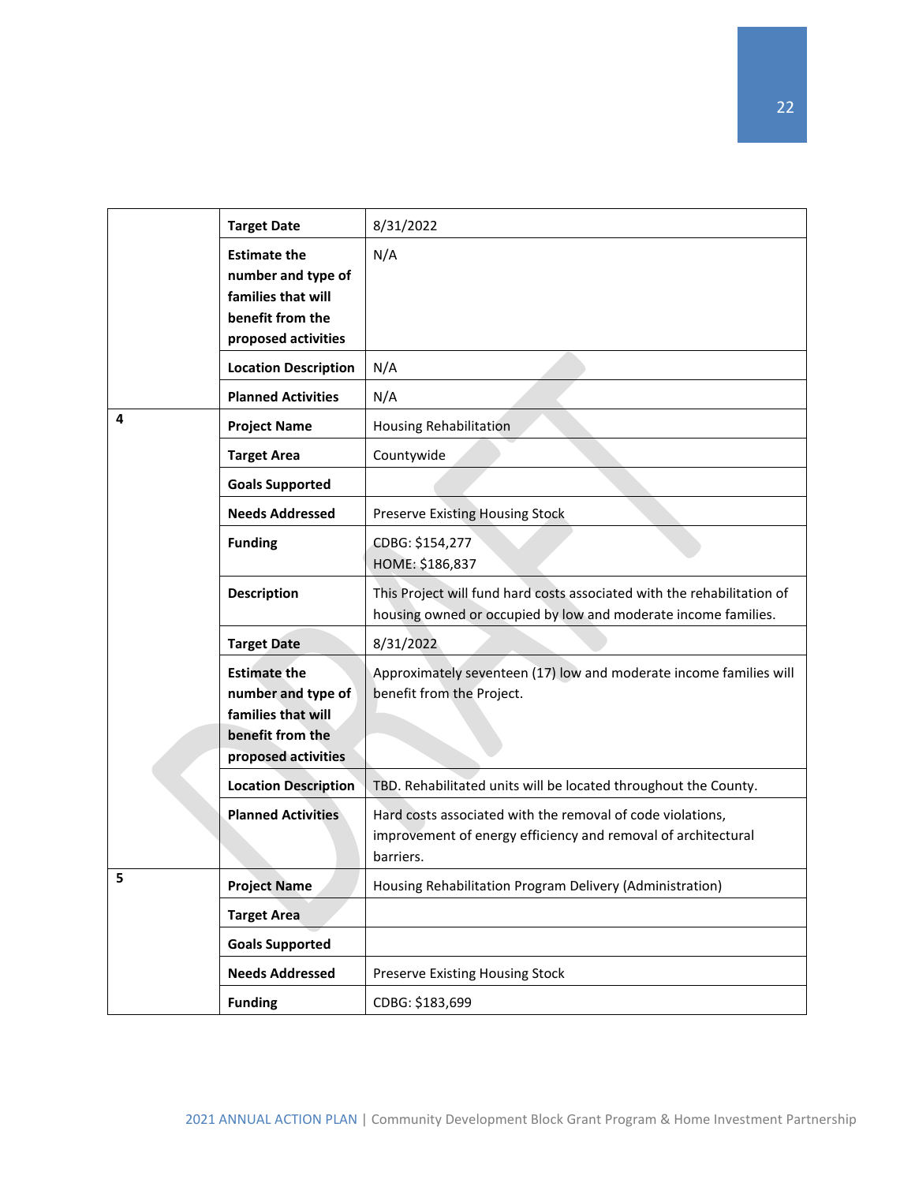| | | |
|---|---|---|
| | **Target Date** | 8/31/2022 |
| | **Estimate the number and type of families that will benefit from the proposed activities** | N/A |
| | **Location Description** | N/A |
| | **Planned Activities** | N/A |
| **4** | **Project Name** | Housing Rehabilitation |
| | **Target Area** | Countywide |
| | **Goals Supported** | |
| | **Needs Addressed** | Preserve Existing Housing Stock |
| | **Funding** | CDBG: $154,277<br>HOME: $186,837 |
| | **Description** | This Project will fund hard costs associated with the rehabilitation of housing owned or occupied by low and moderate income families. |
| | **Target Date** | 8/31/2022 |
| | **Estimate the number and type of families that will benefit from the proposed activities** | Approximately seventeen (17) low and moderate income families will benefit from the Project. |
| | **Location Description** | TBD. Rehabilitated units will be located throughout the County. |
| | **Planned Activities** | Hard costs associated with the removal of code violations, improvement of energy efficiency and removal of architectural barriers. |
| **5** | **Project Name** | Housing Rehabilitation Program Delivery (Administration) |
| | **Target Area** | |
| | **Goals Supported** | |
| | **Needs Addressed** | Preserve Existing Housing Stock |
| | **Funding** | CDBG: $183,699 |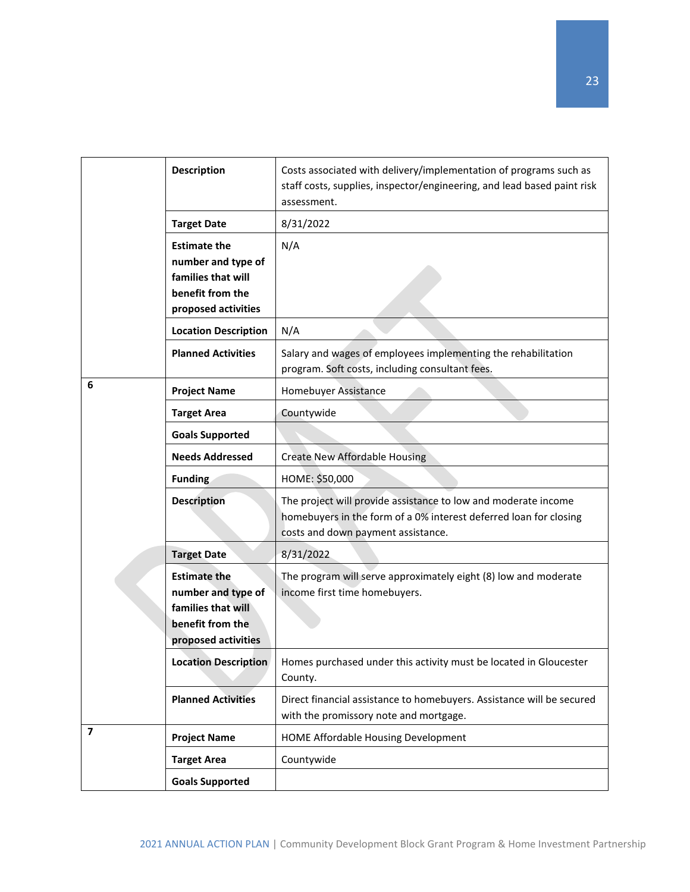| | | |
|---|---|---|
| | **Description** | Costs associated with delivery/implementation of programs such as staff costs, supplies, inspector/engineering, and lead based paint risk assessment. |
| | **Target Date** | 8/31/2022 |
| | **Estimate the number and type of families that will benefit from the proposed activities** | N/A |
| | **Location Description** | N/A |
| | **Planned Activities** | Salary and wages of employees implementing the rehabilitation program. Soft costs, including consultant fees. |
| **6** | **Project Name** | Homebuyer Assistance |
| | **Target Area** | Countywide |
| | **Goals Supported** | |
| | **Needs Addressed** | Create New Affordable Housing |
| | **Funding** | HOME: $50,000 |
| | **Description** | The project will provide assistance to low and moderate income homebuyers in the form of a 0% interest deferred loan for closing costs and down payment assistance. |
| | **Target Date** | 8/31/2022 |
| | **Estimate the number and type of families that will benefit from the proposed activities** | The program will serve approximately eight (8) low and moderate income first time homebuyers. |
| | **Location Description** | Homes purchased under this activity must be located in Gloucester County. |
| | **Planned Activities** | Direct financial assistance to homebuyers. Assistance will be secured with the promissory note and mortgage. |
| **7** | **Project Name** | HOME Affordable Housing Development |
| | **Target Area** | Countywide |
| | **Goals Supported** | |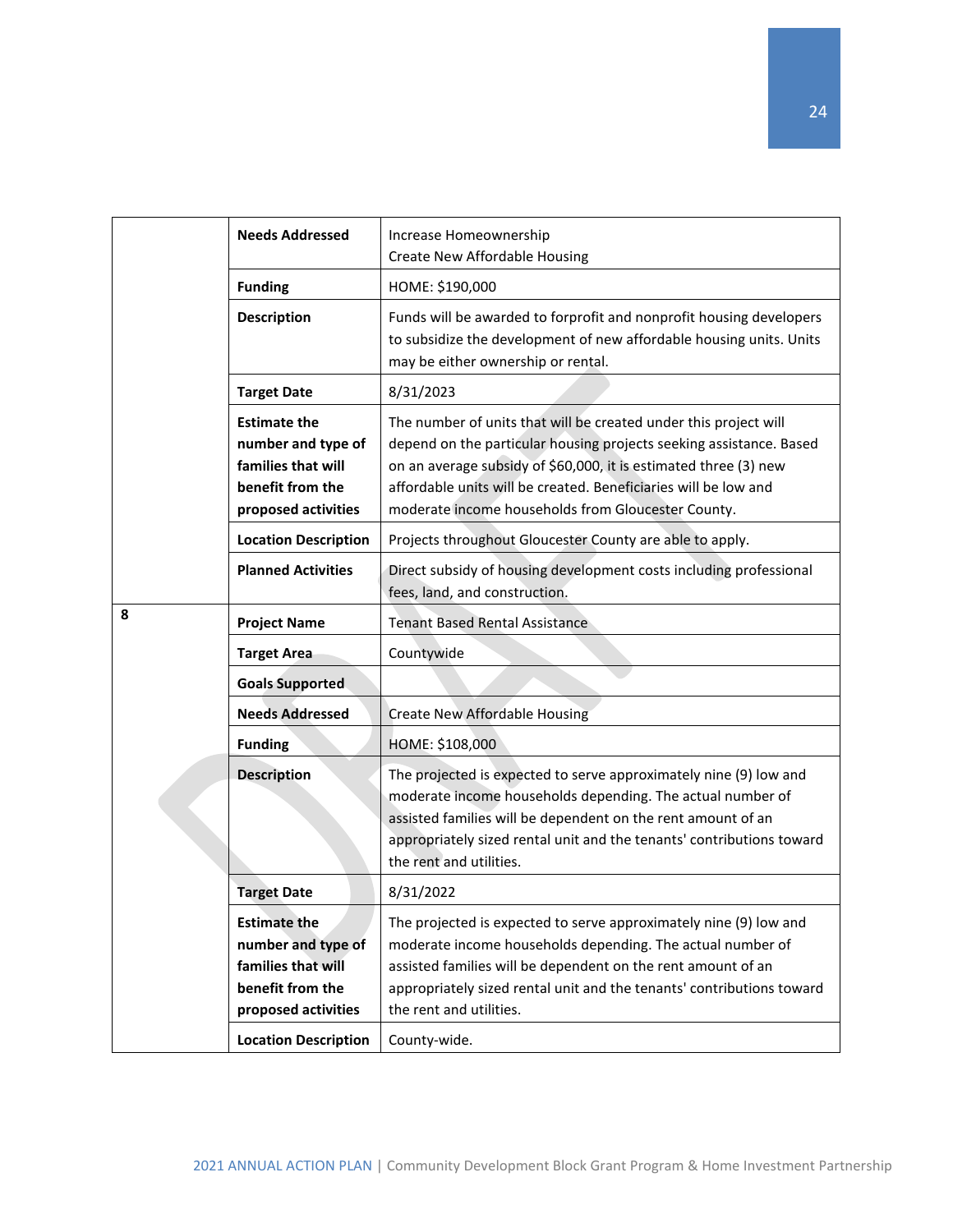| | | |
|---|---|---|
| | **Needs Addressed** | Increase Homeownership<br>Create New Affordable Housing |
| | **Funding** | HOME: $190,000 |
| | **Description** | Funds will be awarded to forprofit and nonprofit housing developers to subsidize the development of new affordable housing units. Units may be either ownership or rental. |
| | **Target Date** | 8/31/2023 |
| | **Estimate the number and type of families that will benefit from the proposed activities** | The number of units that will be created under this project will depend on the particular housing projects seeking assistance. Based on an average subsidy of $60,000, it is estimated three (3) new affordable units will be created. Beneficiaries will be low and moderate income households from Gloucester County. |
| | **Location Description** | Projects throughout Gloucester County are able to apply. |
| | **Planned Activities** | Direct subsidy of housing development costs including professional fees, land, and construction. |
| **8** | **Project Name** | Tenant Based Rental Assistance |
| | **Target Area** | Countywide |
| | **Goals Supported** | |
| | **Needs Addressed** | Create New Affordable Housing |
| | **Funding** | HOME: $108,000 |
| | **Description** | The projected is expected to serve approximately nine (9) low and moderate income households depending. The actual number of assisted families will be dependent on the rent amount of an appropriately sized rental unit and the tenants' contributions toward the rent and utilities. |
| | **Target Date** | 8/31/2022 |
| | **Estimate the number and type of families that will benefit from the proposed activities** | The projected is expected to serve approximately nine (9) low and moderate income households depending. The actual number of assisted families will be dependent on the rent amount of an appropriately sized rental unit and the tenants' contributions toward the rent and utilities. |
| | **Location Description** | County-wide. |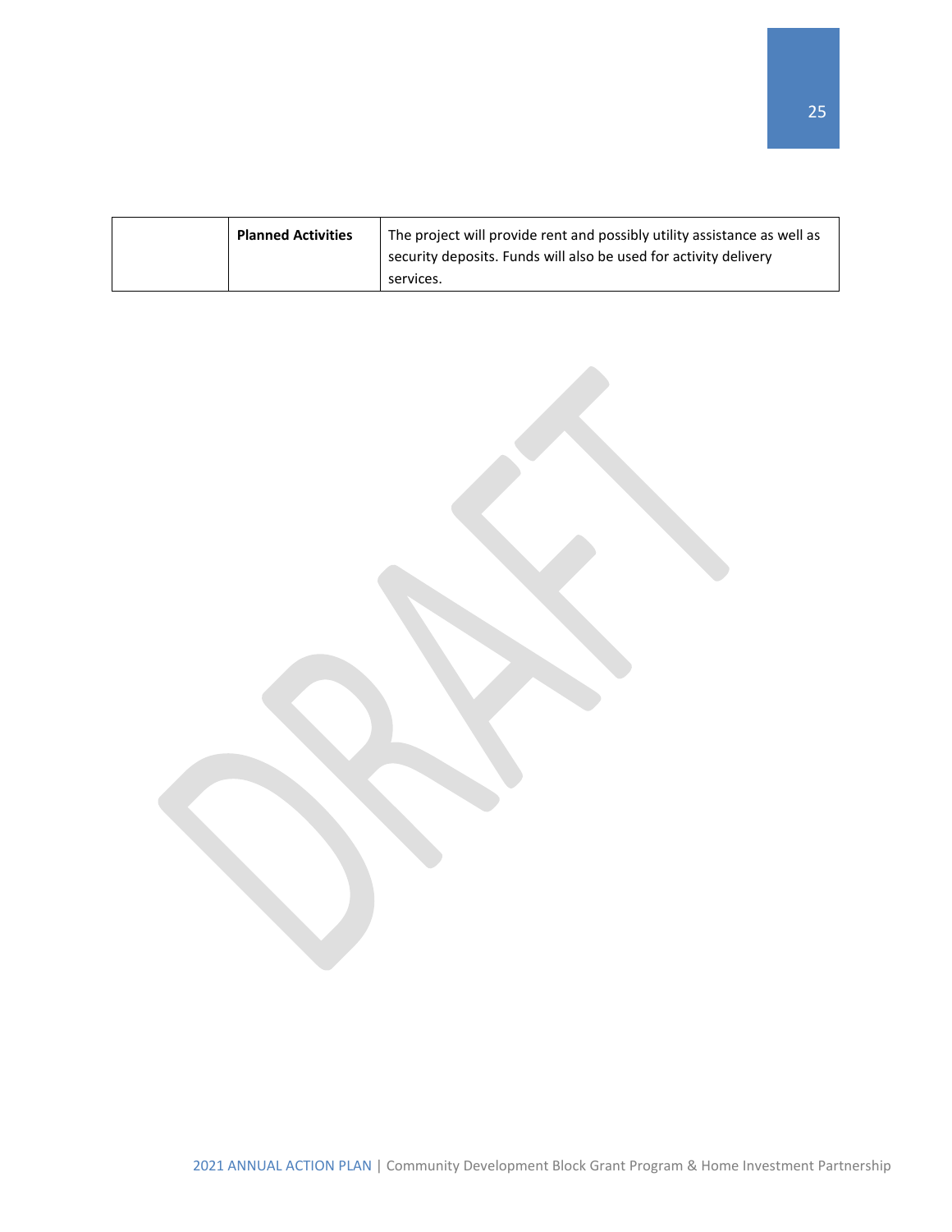| | | |
|---|---|---|
| | **Planned Activities** | The project will provide rent and possibly utility assistance as well as security deposits. Funds will also be used for activity delivery services. |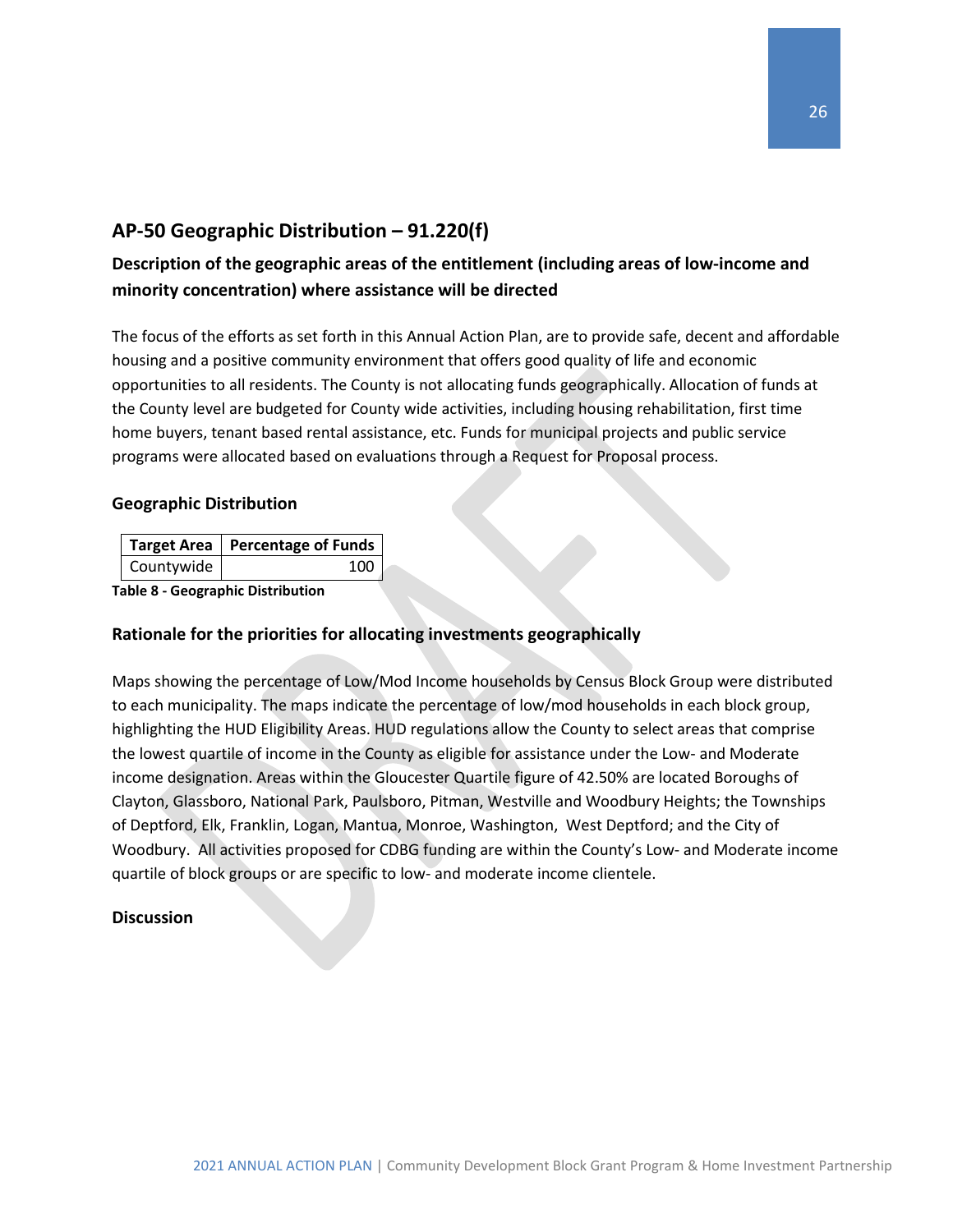## AP-50 Geographic Distribution – 91.220(f)

### Description of the geographic areas of the entitlement (including areas of low-income and minority concentration) where assistance will be directed

The focus of the efforts as set forth in this Annual Action Plan, are to provide safe, decent and affordable housing and a positive community environment that offers good quality of life and economic opportunities to all residents. The County is not allocating funds geographically. Allocation of funds at the County level are budgeted for County wide activities, including housing rehabilitation, first time home buyers, tenant based rental assistance, etc. Funds for municipal projects and public service programs were allocated based on evaluations through a Request for Proposal process.

### Geographic Distribution

| Target Area | Percentage of Funds |
|---|---|
| Countywide | 100 |

**Table 8 - Geographic Distribution**

### Rationale for the priorities for allocating investments geographically

Maps showing the percentage of Low/Mod Income households by Census Block Group were distributed to each municipality. The maps indicate the percentage of low/mod households in each block group, highlighting the HUD Eligibility Areas. HUD regulations allow the County to select areas that comprise the lowest quartile of income in the County as eligible for assistance under the Low- and Moderate income designation. Areas within the Gloucester Quartile figure of 42.50% are located Boroughs of Clayton, Glassboro, National Park, Paulsboro, Pitman, Westville and Woodbury Heights; the Townships of Deptford, Elk, Franklin, Logan, Mantua, Monroe, Washington, West Deptford; and the City of Woodbury. All activities proposed for CDBG funding are within the County's Low- and Moderate income quartile of block groups or are specific to low- and moderate income clientele.

### Discussion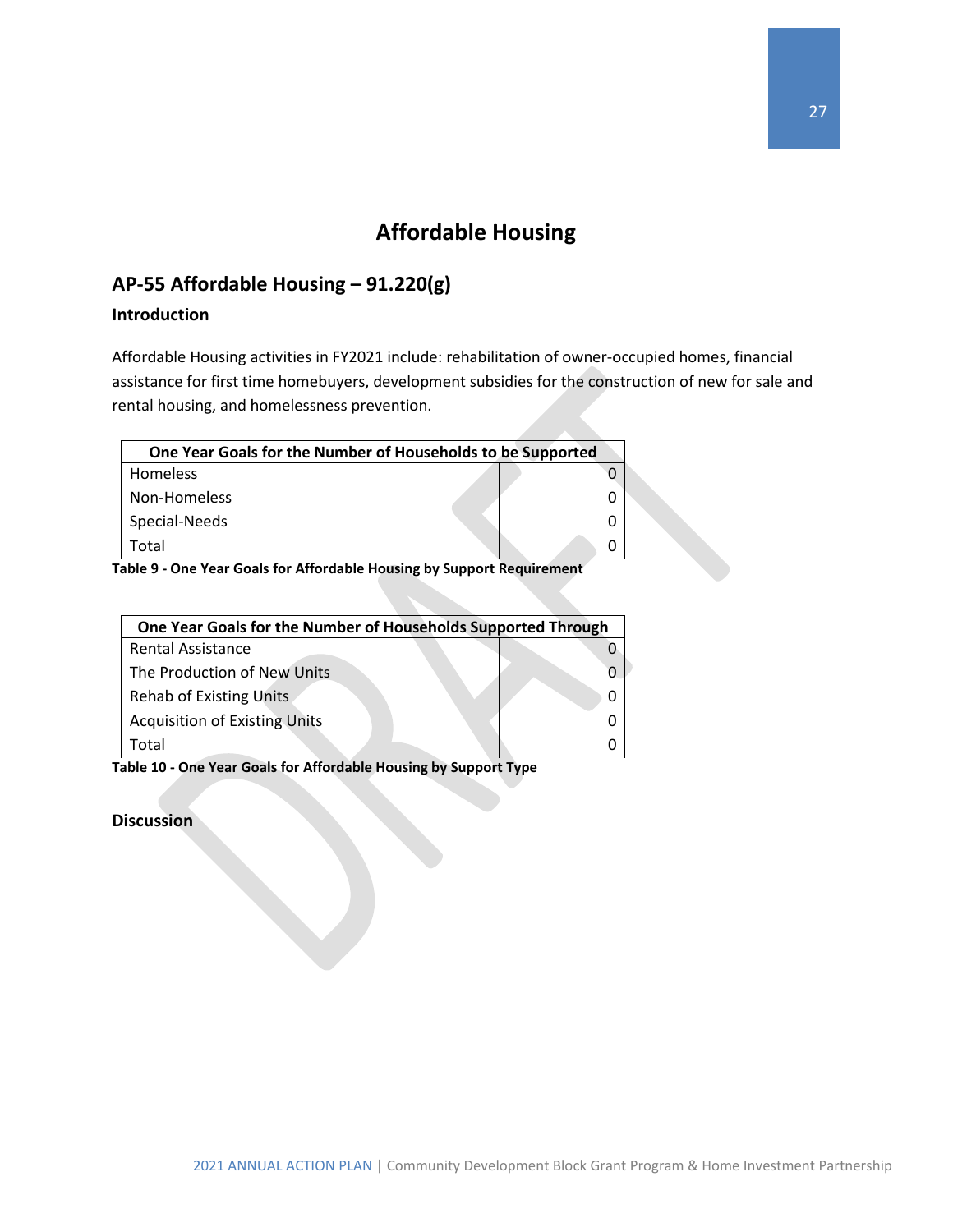# Affordable Housing

## AP-55 Affordable Housing – 91.220(g)

### Introduction

Affordable Housing activities in FY2021 include: rehabilitation of owner-occupied homes, financial assistance for first time homebuyers, development subsidies for the construction of new for sale and rental housing, and homelessness prevention.

| One Year Goals for the Number of Households to be Supported | |
|---|---|
| Homeless | 0 |
| Non-Homeless | 0 |
| Special-Needs | 0 |
| Total | 0 |

**Table 9 - One Year Goals for Affordable Housing by Support Requirement**

| One Year Goals for the Number of Households Supported Through | |
|---|---|
| Rental Assistance | 0 |
| The Production of New Units | 0 |
| Rehab of Existing Units | 0 |
| Acquisition of Existing Units | 0 |
| Total | 0 |

**Table 10 - One Year Goals for Affordable Housing by Support Type**

### Discussion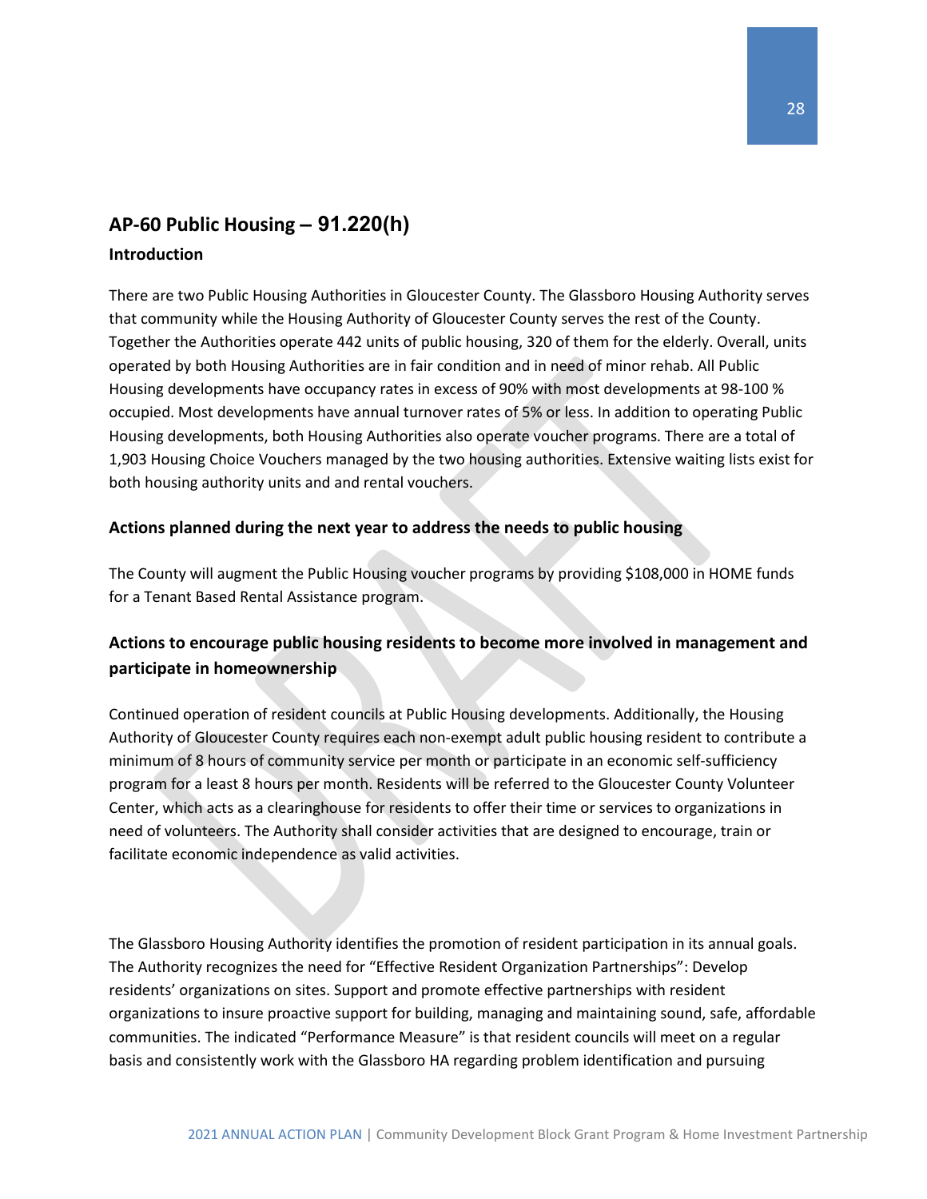## AP-60 Public Housing – 91.220(h)

### Introduction

There are two Public Housing Authorities in Gloucester County. The Glassboro Housing Authority serves that community while the Housing Authority of Gloucester County serves the rest of the County. Together the Authorities operate 442 units of public housing, 320 of them for the elderly. Overall, units operated by both Housing Authorities are in fair condition and in need of minor rehab. All Public Housing developments have occupancy rates in excess of 90% with most developments at 98-100 % occupied. Most developments have annual turnover rates of 5% or less. In addition to operating Public Housing developments, both Housing Authorities also operate voucher programs. There are a total of 1,903 Housing Choice Vouchers managed by the two housing authorities. Extensive waiting lists exist for both housing authority units and and rental vouchers.

### Actions planned during the next year to address the needs to public housing

The County will augment the Public Housing voucher programs by providing $108,000 in HOME funds for a Tenant Based Rental Assistance program.

### Actions to encourage public housing residents to become more involved in management and participate in homeownership

Continued operation of resident councils at Public Housing developments. Additionally, the Housing Authority of Gloucester County requires each non-exempt adult public housing resident to contribute a minimum of 8 hours of community service per month or participate in an economic self-sufficiency program for a least 8 hours per month. Residents will be referred to the Gloucester County Volunteer Center, which acts as a clearinghouse for residents to offer their time or services to organizations in need of volunteers. The Authority shall consider activities that are designed to encourage, train or facilitate economic independence as valid activities.

The Glassboro Housing Authority identifies the promotion of resident participation in its annual goals. The Authority recognizes the need for "Effective Resident Organization Partnerships": Develop residents' organizations on sites. Support and promote effective partnerships with resident organizations to insure proactive support for building, managing and maintaining sound, safe, affordable communities. The indicated "Performance Measure" is that resident councils will meet on a regular basis and consistently work with the Glassboro HA regarding problem identification and pursuing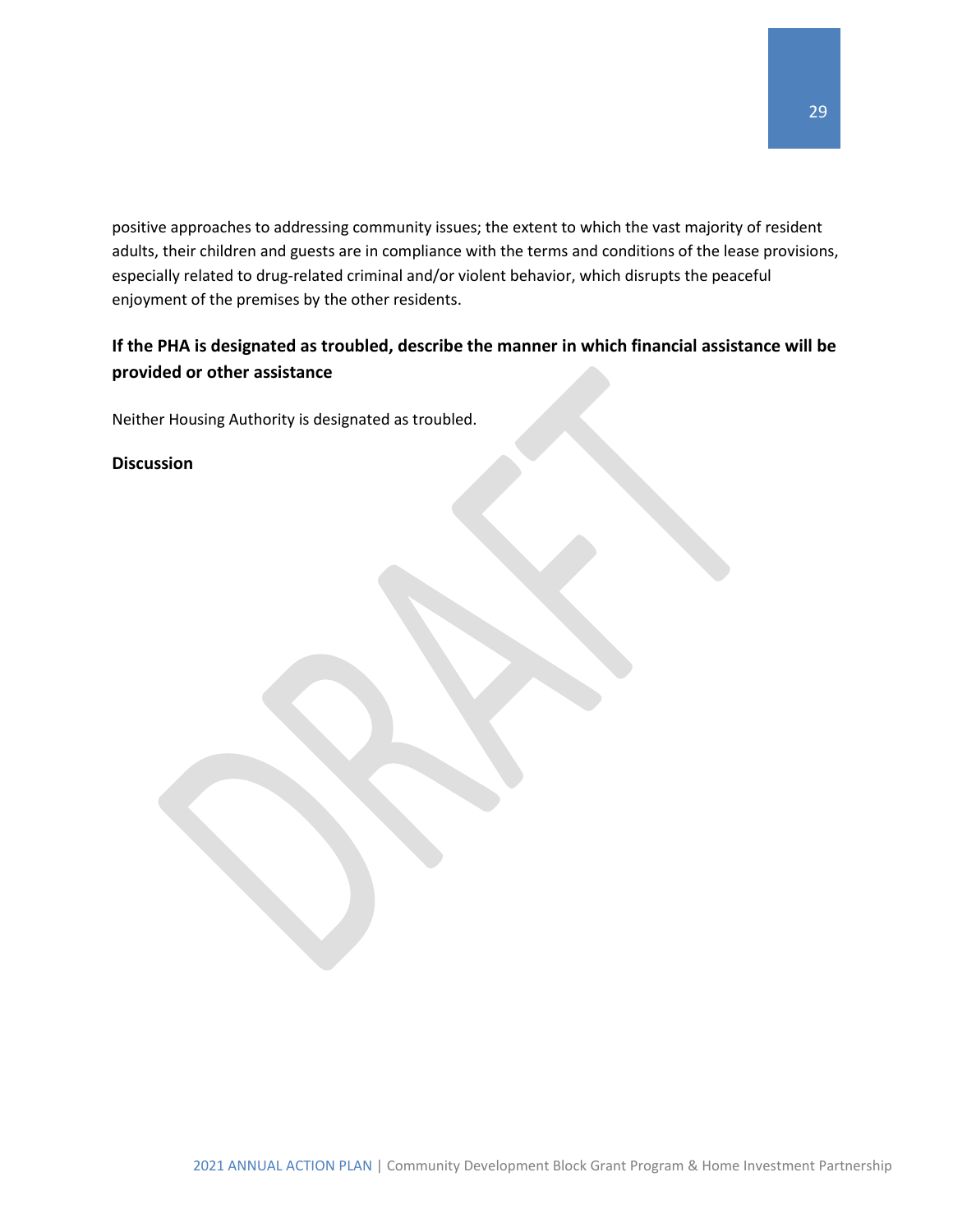positive approaches to addressing community issues; the extent to which the vast majority of resident adults, their children and guests are in compliance with the terms and conditions of the lease provisions, especially related to drug-related criminal and/or violent behavior, which disrupts the peaceful enjoyment of the premises by the other residents.

## If the PHA is designated as troubled, describe the manner in which financial assistance will be provided or other assistance

Neither Housing Authority is designated as troubled.

**Discussion**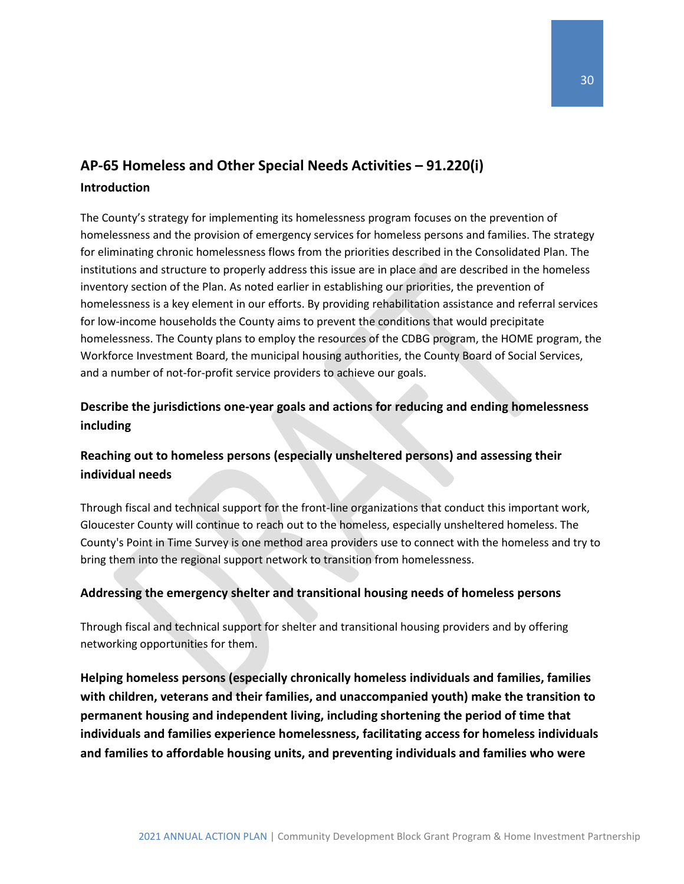## AP-65 Homeless and Other Special Needs Activities – 91.220(i)

### Introduction

The County's strategy for implementing its homelessness program focuses on the prevention of homelessness and the provision of emergency services for homeless persons and families. The strategy for eliminating chronic homelessness flows from the priorities described in the Consolidated Plan. The institutions and structure to properly address this issue are in place and are described in the homeless inventory section of the Plan. As noted earlier in establishing our priorities, the prevention of homelessness is a key element in our efforts. By providing rehabilitation assistance and referral services for low-income households the County aims to prevent the conditions that would precipitate homelessness. The County plans to employ the resources of the CDBG program, the HOME program, the Workforce Investment Board, the municipal housing authorities, the County Board of Social Services, and a number of not-for-profit service providers to achieve our goals.

### Describe the jurisdictions one-year goals and actions for reducing and ending homelessness including

### Reaching out to homeless persons (especially unsheltered persons) and assessing their individual needs

Through fiscal and technical support for the front-line organizations that conduct this important work, Gloucester County will continue to reach out to the homeless, especially unsheltered homeless. The County's Point in Time Survey is one method area providers use to connect with the homeless and try to bring them into the regional support network to transition from homelessness.

### Addressing the emergency shelter and transitional housing needs of homeless persons

Through fiscal and technical support for shelter and transitional housing providers and by offering networking opportunities for them.

**Helping homeless persons (especially chronically homeless individuals and families, families with children, veterans and their families, and unaccompanied youth) make the transition to permanent housing and independent living, including shortening the period of time that individuals and families experience homelessness, facilitating access for homeless individuals and families to affordable housing units, and preventing individuals and families who were**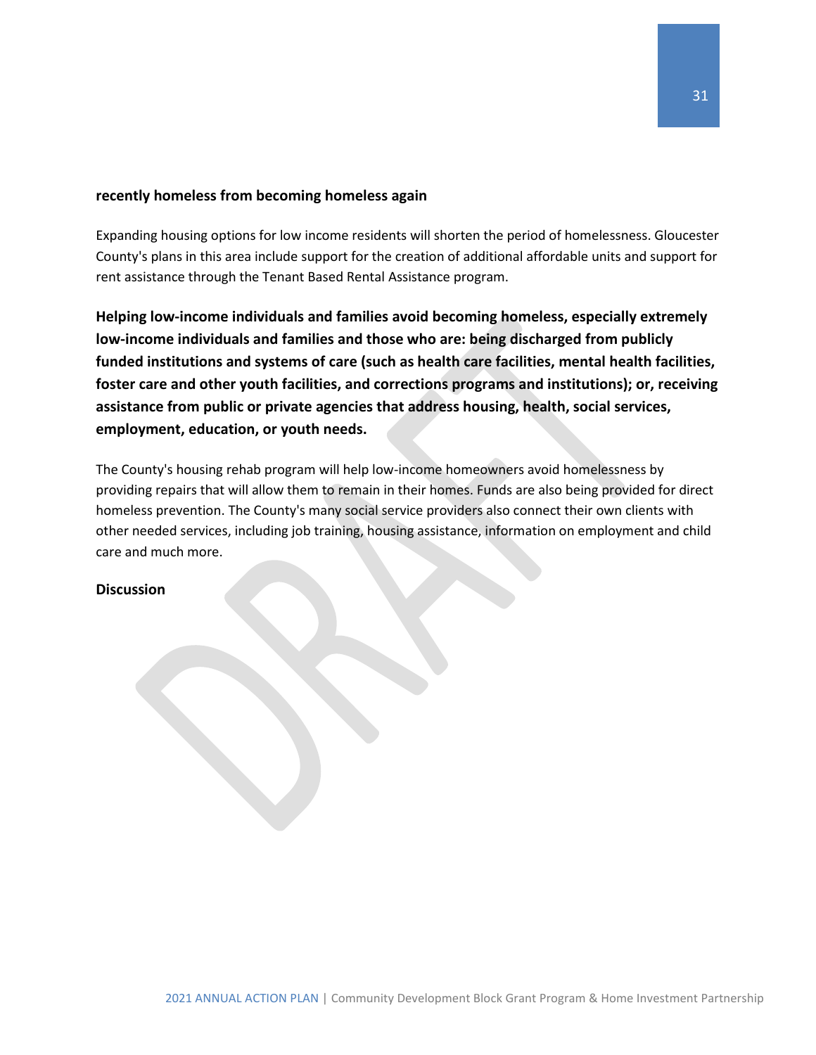**recently homeless from becoming homeless again**

Expanding housing options for low income residents will shorten the period of homelessness. Gloucester County's plans in this area include support for the creation of additional affordable units and support for rent assistance through the Tenant Based Rental Assistance program.

**Helping low-income individuals and families avoid becoming homeless, especially extremely low-income individuals and families and those who are: being discharged from publicly funded institutions and systems of care (such as health care facilities, mental health facilities, foster care and other youth facilities, and corrections programs and institutions); or, receiving assistance from public or private agencies that address housing, health, social services, employment, education, or youth needs.**

The County's housing rehab program will help low-income homeowners avoid homelessness by providing repairs that will allow them to remain in their homes. Funds are also being provided for direct homeless prevention. The County's many social service providers also connect their own clients with other needed services, including job training, housing assistance, information on employment and child care and much more.

**Discussion**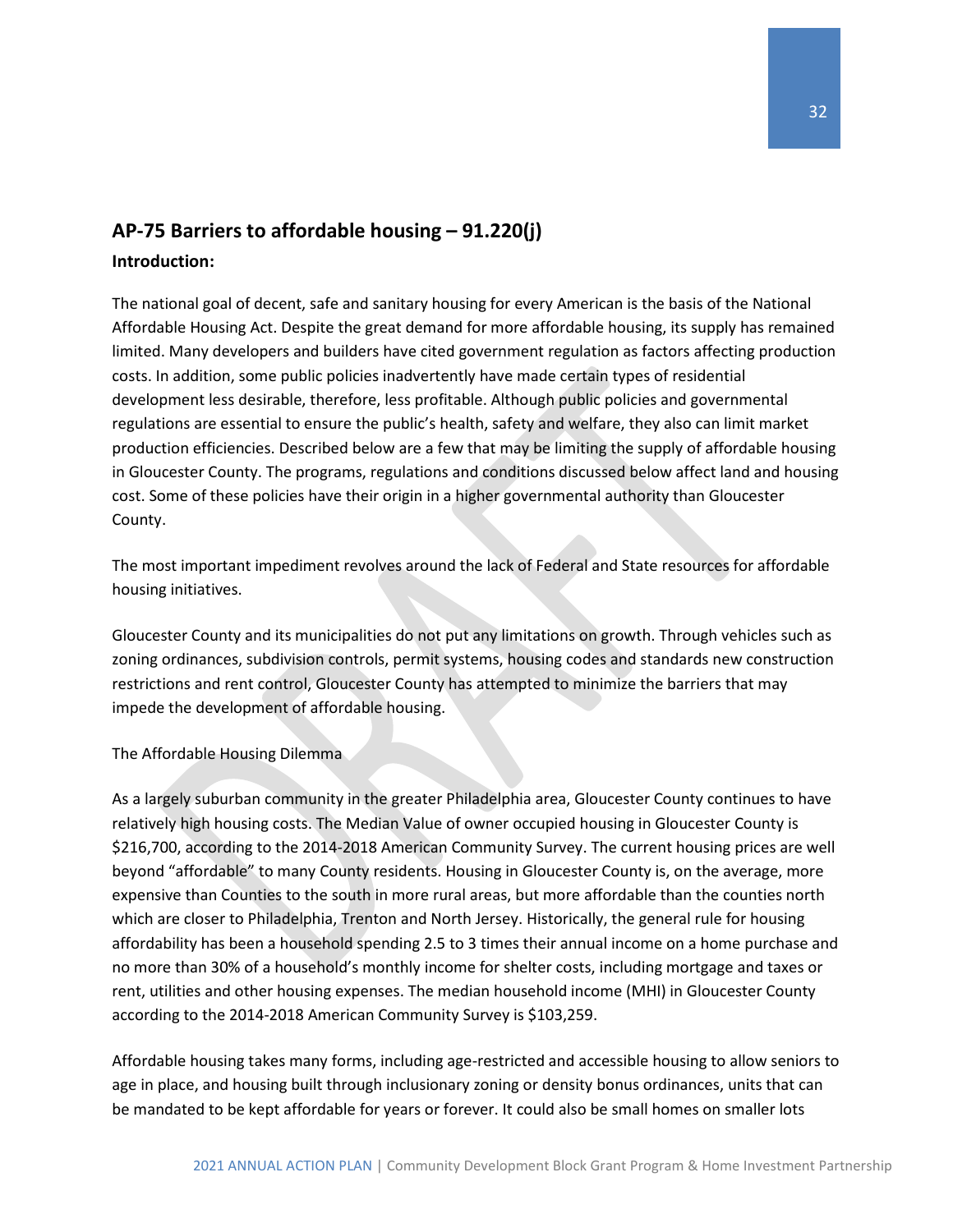## AP-75 Barriers to affordable housing – 91.220(j)

**Introduction:**

The national goal of decent, safe and sanitary housing for every American is the basis of the National Affordable Housing Act. Despite the great demand for more affordable housing, its supply has remained limited. Many developers and builders have cited government regulation as factors affecting production costs. In addition, some public policies inadvertently have made certain types of residential development less desirable, therefore, less profitable. Although public policies and governmental regulations are essential to ensure the public's health, safety and welfare, they also can limit market production efficiencies. Described below are a few that may be limiting the supply of affordable housing in Gloucester County. The programs, regulations and conditions discussed below affect land and housing cost. Some of these policies have their origin in a higher governmental authority than Gloucester County.

The most important impediment revolves around the lack of Federal and State resources for affordable housing initiatives.

Gloucester County and its municipalities do not put any limitations on growth. Through vehicles such as zoning ordinances, subdivision controls, permit systems, housing codes and standards new construction restrictions and rent control, Gloucester County has attempted to minimize the barriers that may impede the development of affordable housing.

The Affordable Housing Dilemma

As a largely suburban community in the greater Philadelphia area, Gloucester County continues to have relatively high housing costs. The Median Value of owner occupied housing in Gloucester County is $216,700, according to the 2014-2018 American Community Survey. The current housing prices are well beyond "affordable" to many County residents. Housing in Gloucester County is, on the average, more expensive than Counties to the south in more rural areas, but more affordable than the counties north which are closer to Philadelphia, Trenton and North Jersey. Historically, the general rule for housing affordability has been a household spending 2.5 to 3 times their annual income on a home purchase and no more than 30% of a household's monthly income for shelter costs, including mortgage and taxes or rent, utilities and other housing expenses. The median household income (MHI) in Gloucester County according to the 2014-2018 American Community Survey is $103,259.

Affordable housing takes many forms, including age-restricted and accessible housing to allow seniors to age in place, and housing built through inclusionary zoning or density bonus ordinances, units that can be mandated to be kept affordable for years or forever. It could also be small homes on smaller lots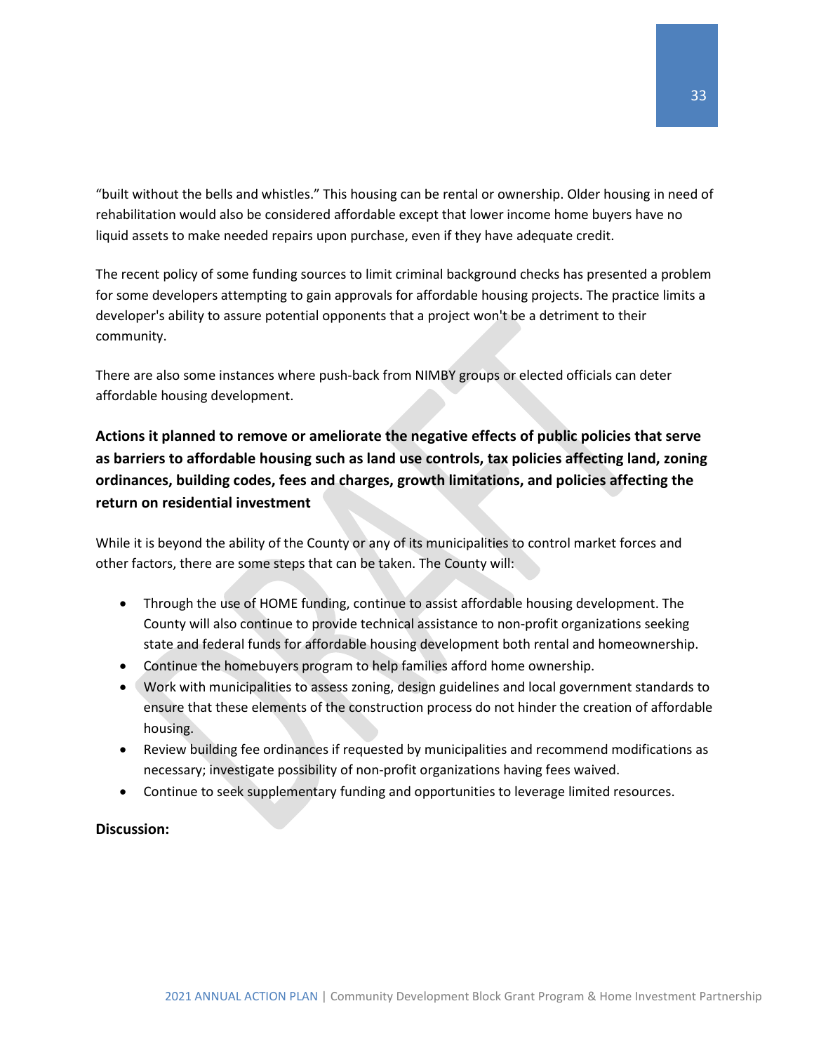"built without the bells and whistles." This housing can be rental or ownership. Older housing in need of rehabilitation would also be considered affordable except that lower income home buyers have no liquid assets to make needed repairs upon purchase, even if they have adequate credit.

The recent policy of some funding sources to limit criminal background checks has presented a problem for some developers attempting to gain approvals for affordable housing projects. The practice limits a developer's ability to assure potential opponents that a project won't be a detriment to their community.

There are also some instances where push-back from NIMBY groups or elected officials can deter affordable housing development.

**Actions it planned to remove or ameliorate the negative effects of public policies that serve as barriers to affordable housing such as land use controls, tax policies affecting land, zoning ordinances, building codes, fees and charges, growth limitations, and policies affecting the return on residential investment**

While it is beyond the ability of the County or any of its municipalities to control market forces and other factors, there are some steps that can be taken. The County will:

- Through the use of HOME funding, continue to assist affordable housing development. The County will also continue to provide technical assistance to non-profit organizations seeking state and federal funds for affordable housing development both rental and homeownership.
- Continue the homebuyers program to help families afford home ownership.
- Work with municipalities to assess zoning, design guidelines and local government standards to ensure that these elements of the construction process do not hinder the creation of affordable housing.
- Review building fee ordinances if requested by municipalities and recommend modifications as necessary; investigate possibility of non-profit organizations having fees waived.
- Continue to seek supplementary funding and opportunities to leverage limited resources.

**Discussion:**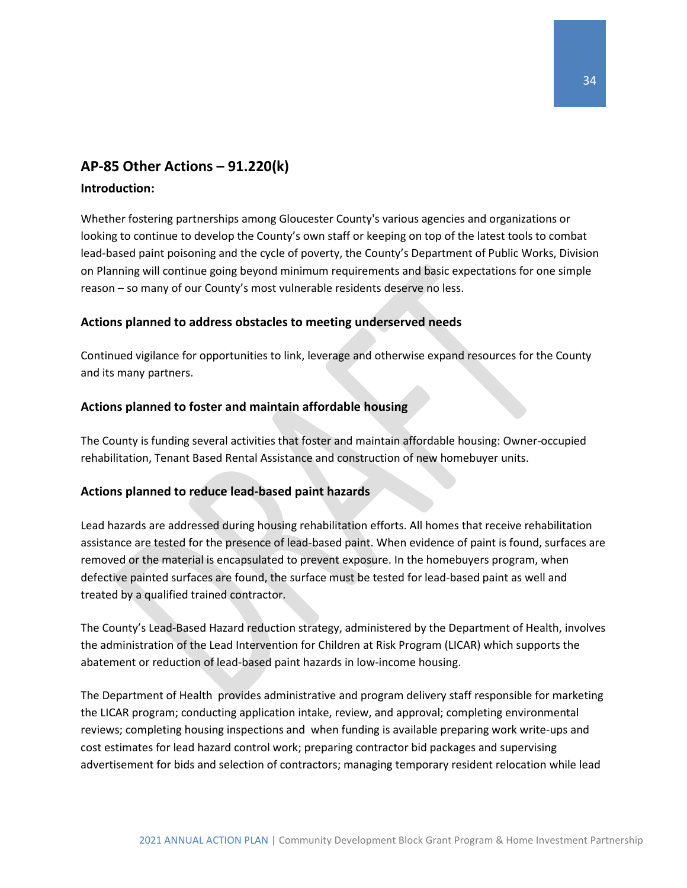## AP-85 Other Actions – 91.220(k)

### Introduction:

Whether fostering partnerships among Gloucester County's various agencies and organizations or looking to continue to develop the County's own staff or keeping on top of the latest tools to combat lead-based paint poisoning and the cycle of poverty, the County's Department of Public Works, Division on Planning will continue going beyond minimum requirements and basic expectations for one simple reason – so many of our County's most vulnerable residents deserve no less.

### Actions planned to address obstacles to meeting underserved needs

Continued vigilance for opportunities to link, leverage and otherwise expand resources for the County and its many partners.

### Actions planned to foster and maintain affordable housing

The County is funding several activities that foster and maintain affordable housing: Owner-occupied rehabilitation, Tenant Based Rental Assistance and construction of new homebuyer units.

### Actions planned to reduce lead-based paint hazards

Lead hazards are addressed during housing rehabilitation efforts. All homes that receive rehabilitation assistance are tested for the presence of lead-based paint. When evidence of paint is found, surfaces are removed or the material is encapsulated to prevent exposure. In the homebuyers program, when defective painted surfaces are found, the surface must be tested for lead-based paint as well and treated by a qualified trained contractor.

The County's Lead-Based Hazard reduction strategy, administered by the Department of Health, involves the administration of the Lead Intervention for Children at Risk Program (LICAR) which supports the abatement or reduction of lead-based paint hazards in low-income housing.

The Department of Health provides administrative and program delivery staff responsible for marketing the LICAR program; conducting application intake, review, and approval; completing environmental reviews; completing housing inspections and when funding is available preparing work write-ups and cost estimates for lead hazard control work; preparing contractor bid packages and supervising advertisement for bids and selection of contractors; managing temporary resident relocation while lead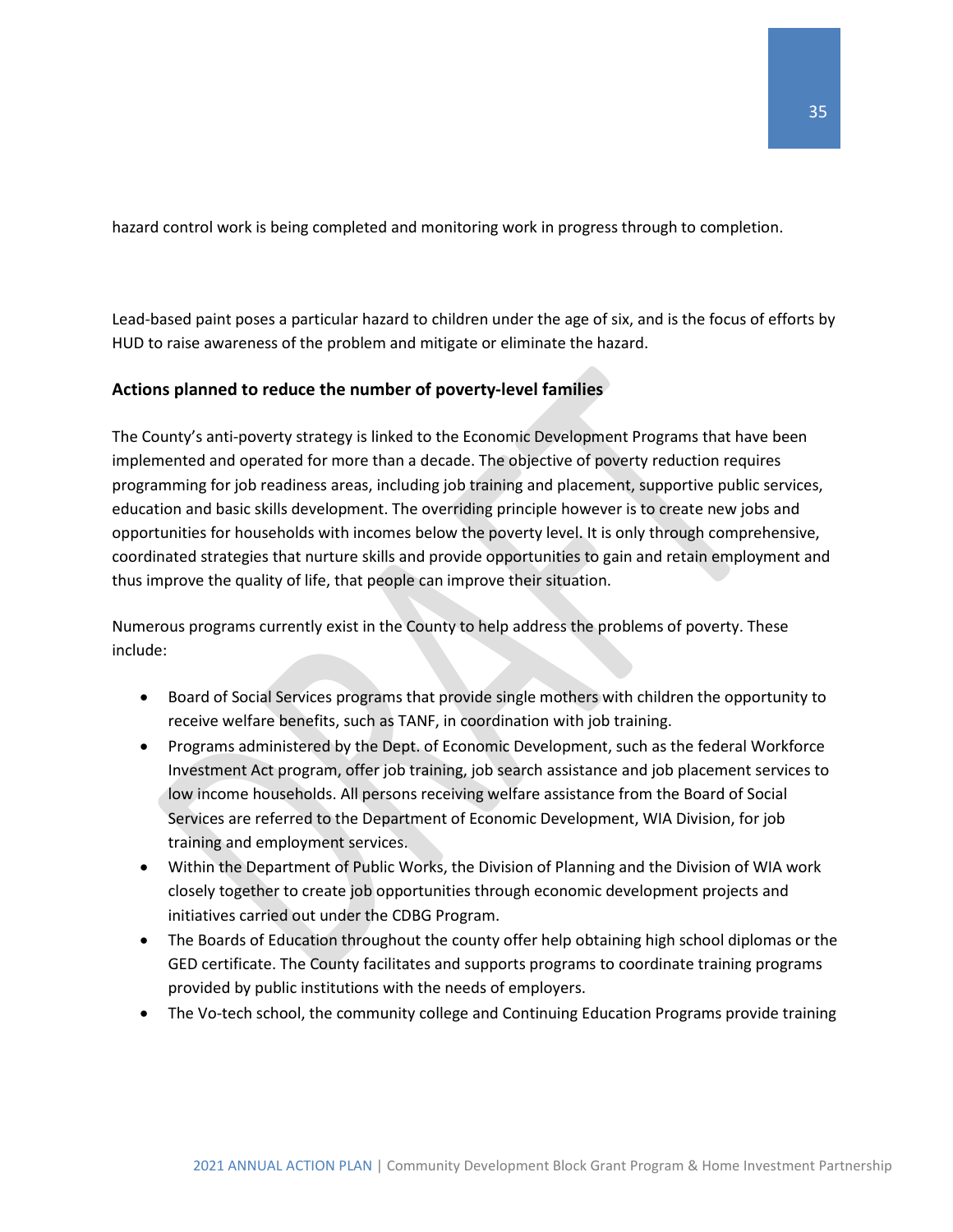hazard control work is being completed and monitoring work in progress through to completion.

Lead-based paint poses a particular hazard to children under the age of six, and is the focus of efforts by HUD to raise awareness of the problem and mitigate or eliminate the hazard.

**Actions planned to reduce the number of poverty-level families**

The County's anti-poverty strategy is linked to the Economic Development Programs that have been implemented and operated for more than a decade. The objective of poverty reduction requires programming for job readiness areas, including job training and placement, supportive public services, education and basic skills development. The overriding principle however is to create new jobs and opportunities for households with incomes below the poverty level. It is only through comprehensive, coordinated strategies that nurture skills and provide opportunities to gain and retain employment and thus improve the quality of life, that people can improve their situation.

Numerous programs currently exist in the County to help address the problems of poverty. These include:

- Board of Social Services programs that provide single mothers with children the opportunity to receive welfare benefits, such as TANF, in coordination with job training.
- Programs administered by the Dept. of Economic Development, such as the federal Workforce Investment Act program, offer job training, job search assistance and job placement services to low income households. All persons receiving welfare assistance from the Board of Social Services are referred to the Department of Economic Development, WIA Division, for job training and employment services.
- Within the Department of Public Works, the Division of Planning and the Division of WIA work closely together to create job opportunities through economic development projects and initiatives carried out under the CDBG Program.
- The Boards of Education throughout the county offer help obtaining high school diplomas or the GED certificate. The County facilitates and supports programs to coordinate training programs provided by public institutions with the needs of employers.
- The Vo-tech school, the community college and Continuing Education Programs provide training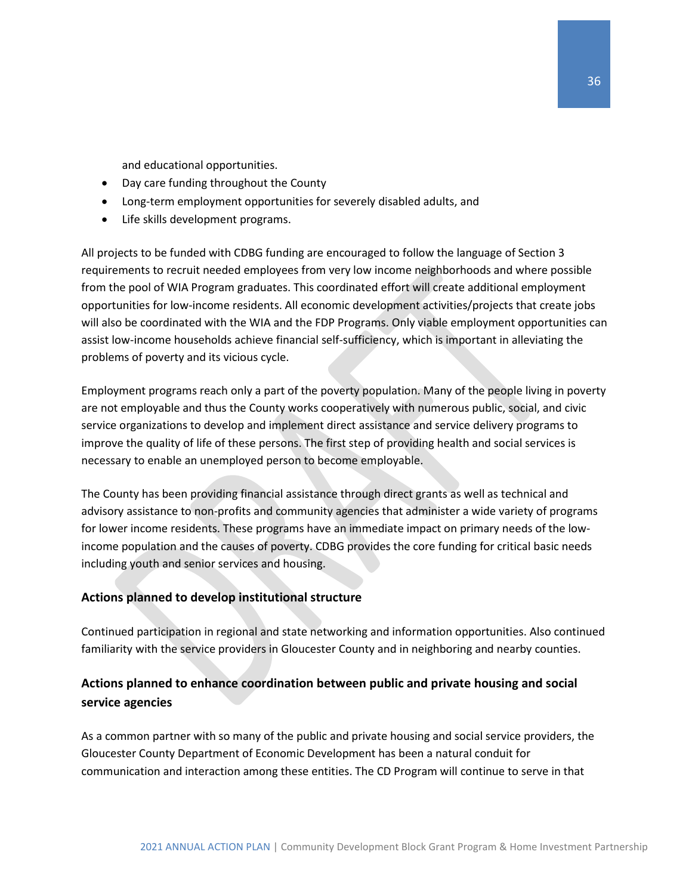and educational opportunities.

- Day care funding throughout the County
- Long-term employment opportunities for severely disabled adults, and
- Life skills development programs.

All projects to be funded with CDBG funding are encouraged to follow the language of Section 3 requirements to recruit needed employees from very low income neighborhoods and where possible from the pool of WIA Program graduates. This coordinated effort will create additional employment opportunities for low-income residents. All economic development activities/projects that create jobs will also be coordinated with the WIA and the FDP Programs. Only viable employment opportunities can assist low-income households achieve financial self-sufficiency, which is important in alleviating the problems of poverty and its vicious cycle.

Employment programs reach only a part of the poverty population. Many of the people living in poverty are not employable and thus the County works cooperatively with numerous public, social, and civic service organizations to develop and implement direct assistance and service delivery programs to improve the quality of life of these persons. The first step of providing health and social services is necessary to enable an unemployed person to become employable.

The County has been providing financial assistance through direct grants as well as technical and advisory assistance to non-profits and community agencies that administer a wide variety of programs for lower income residents. These programs have an immediate impact on primary needs of the low-income population and the causes of poverty. CDBG provides the core funding for critical basic needs including youth and senior services and housing.

### Actions planned to develop institutional structure

Continued participation in regional and state networking and information opportunities. Also continued familiarity with the service providers in Gloucester County and in neighboring and nearby counties.

### Actions planned to enhance coordination between public and private housing and social service agencies

As a common partner with so many of the public and private housing and social service providers, the Gloucester County Department of Economic Development has been a natural conduit for communication and interaction among these entities. The CD Program will continue to serve in that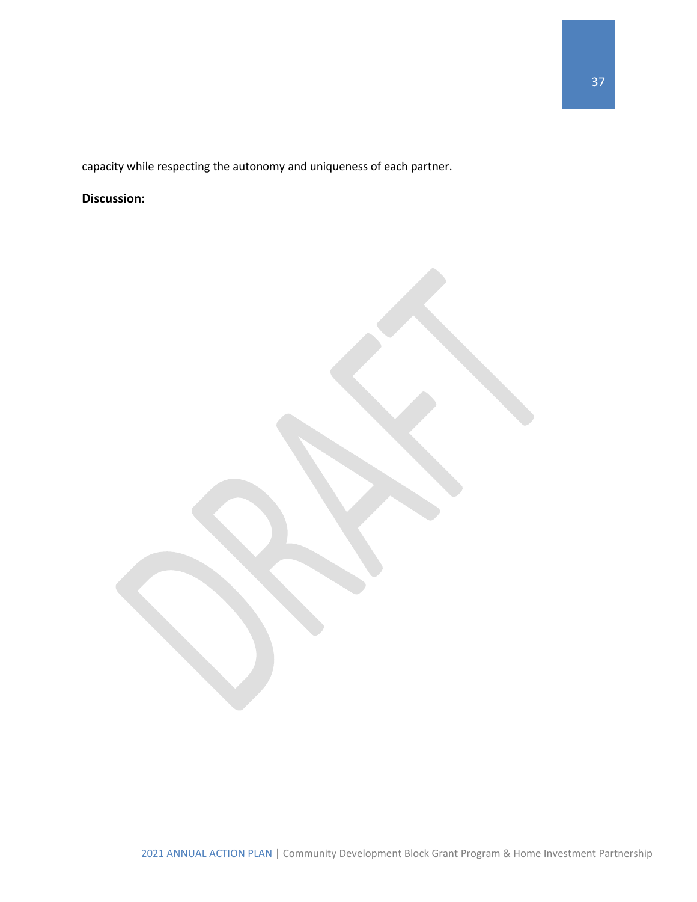capacity while respecting the autonomy and uniqueness of each partner.

**Discussion:**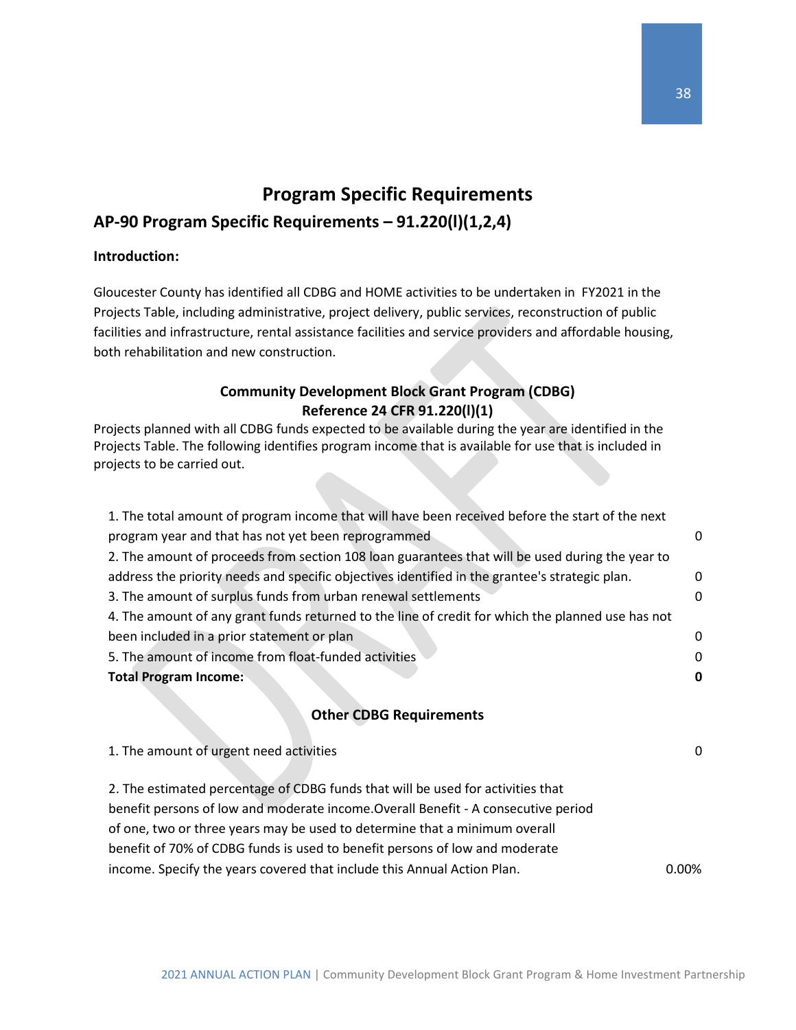# Program Specific Requirements

## AP-90 Program Specific Requirements – 91.220(l)(1,2,4)

**Introduction:**

Gloucester County has identified all CDBG and HOME activities to be undertaken in FY2021 in the Projects Table, including administrative, project delivery, public services, reconstruction of public facilities and infrastructure, rental assistance facilities and service providers and affordable housing, both rehabilitation and new construction.

### Community Development Block Grant Program (CDBG)
### Reference 24 CFR 91.220(l)(1)

Projects planned with all CDBG funds expected to be available during the year are identified in the Projects Table. The following identifies program income that is available for use that is included in projects to be carried out.

| | |
|---|---|
| 1. The total amount of program income that will have been received before the start of the next program year and that has not yet been reprogrammed | 0 |
| 2. The amount of proceeds from section 108 loan guarantees that will be used during the year to address the priority needs and specific objectives identified in the grantee's strategic plan. | 0 |
| 3. The amount of surplus funds from urban renewal settlements | 0 |
| 4. The amount of any grant funds returned to the line of credit for which the planned use has not been included in a prior statement or plan | 0 |
| 5. The amount of income from float-funded activities | 0 |
| **Total Program Income:** | **0** |

### Other CDBG Requirements

| | |
|---|---|
| 1. The amount of urgent need activities | 0 |
| 2. The estimated percentage of CDBG funds that will be used for activities that benefit persons of low and moderate income.Overall Benefit - A consecutive period of one, two or three years may be used to determine that a minimum overall benefit of 70% of CDBG funds is used to benefit persons of low and moderate income. Specify the years covered that include this Annual Action Plan. | 0.00% |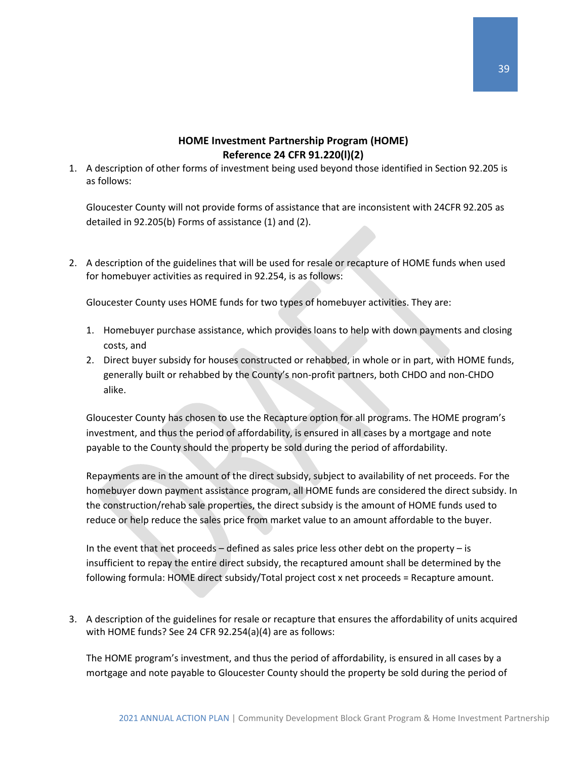## HOME Investment Partnership Program (HOME)
## Reference 24 CFR 91.220(l)(2)

1. A description of other forms of investment being used beyond those identified in Section 92.205 is as follows:

   Gloucester County will not provide forms of assistance that are inconsistent with 24CFR 92.205 as detailed in 92.205(b) Forms of assistance (1) and (2).

2. A description of the guidelines that will be used for resale or recapture of HOME funds when used for homebuyer activities as required in 92.254, is as follows:

   Gloucester County uses HOME funds for two types of homebuyer activities. They are:

   1. Homebuyer purchase assistance, which provides loans to help with down payments and closing costs, and
   2. Direct buyer subsidy for houses constructed or rehabbed, in whole or in part, with HOME funds, generally built or rehabbed by the County's non-profit partners, both CHDO and non-CHDO alike.

   Gloucester County has chosen to use the Recapture option for all programs. The HOME program's investment, and thus the period of affordability, is ensured in all cases by a mortgage and note payable to the County should the property be sold during the period of affordability.

   Repayments are in the amount of the direct subsidy, subject to availability of net proceeds. For the homebuyer down payment assistance program, all HOME funds are considered the direct subsidy. In the construction/rehab sale properties, the direct subsidy is the amount of HOME funds used to reduce or help reduce the sales price from market value to an amount affordable to the buyer.

   In the event that net proceeds – defined as sales price less other debt on the property – is insufficient to repay the entire direct subsidy, the recaptured amount shall be determined by the following formula: HOME direct subsidy/Total project cost x net proceeds = Recapture amount.

3. A description of the guidelines for resale or recapture that ensures the affordability of units acquired with HOME funds? See 24 CFR 92.254(a)(4) are as follows:

   The HOME program's investment, and thus the period of affordability, is ensured in all cases by a mortgage and note payable to Gloucester County should the property be sold during the period of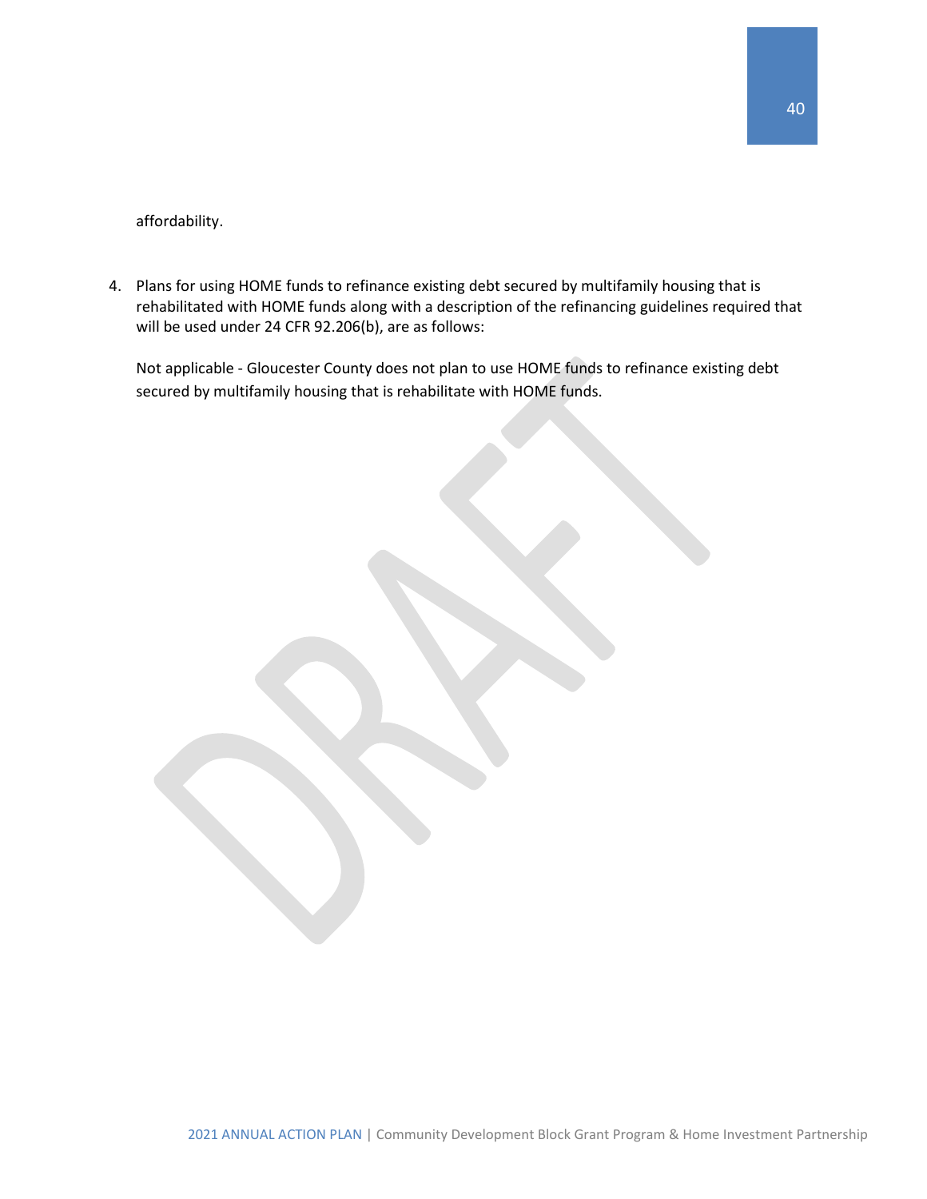affordability.

4. Plans for using HOME funds to refinance existing debt secured by multifamily housing that is rehabilitated with HOME funds along with a description of the refinancing guidelines required that will be used under 24 CFR 92.206(b), are as follows:

   Not applicable - Gloucester County does not plan to use HOME funds to refinance existing debt secured by multifamily housing that is rehabilitate with HOME funds.